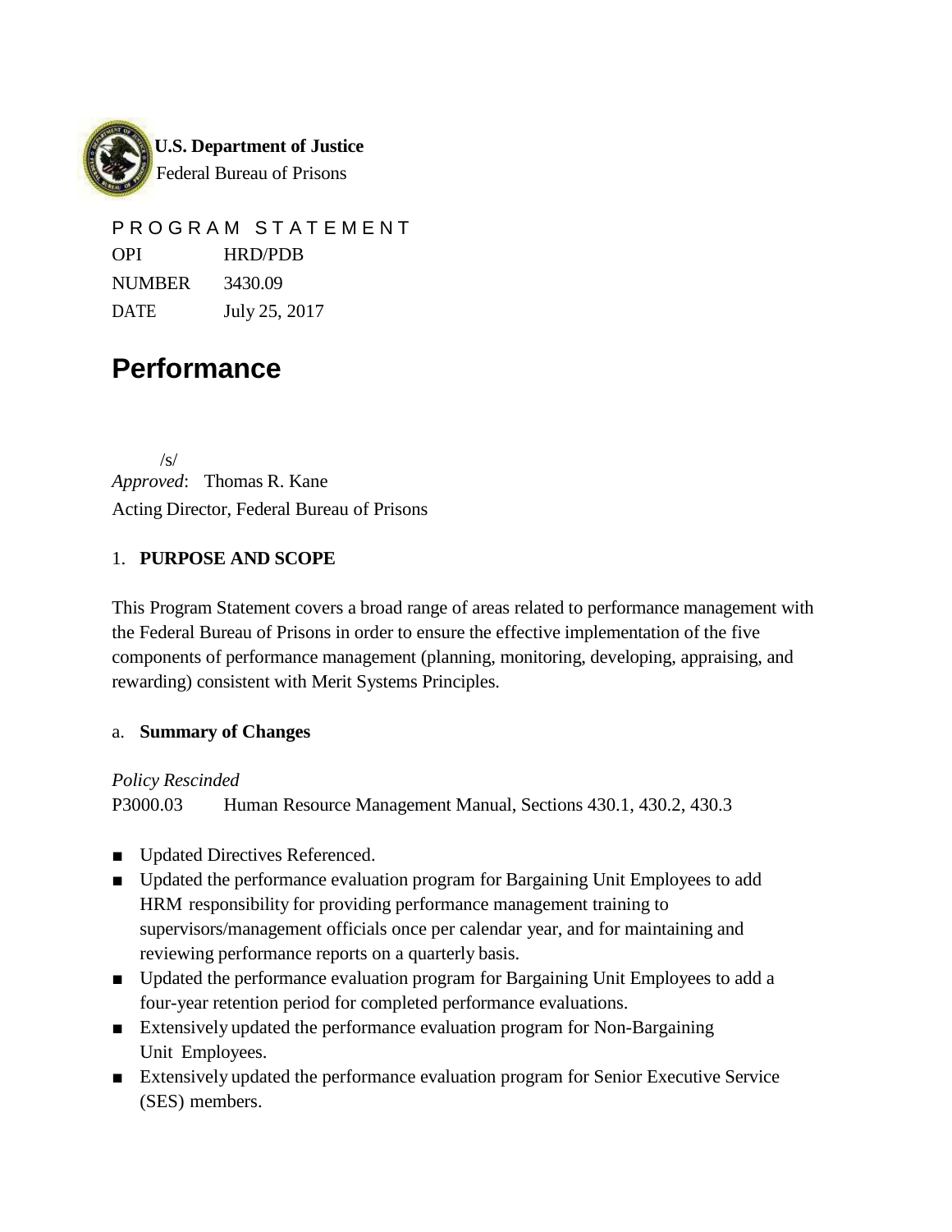**U.S. Department of Justice**
Federal Bureau of Prisons

P R O G R A M  S T A T E M E N T

| | |
|---|---|
| OPI | HRD/PDB |
| NUMBER | 3430.09 |
| DATE | July 25, 2017 |

# Performance

/s/
*Approved*: Thomas R. Kane
Acting Director, Federal Bureau of Prisons

## 1. PURPOSE AND SCOPE

This Program Statement covers a broad range of areas related to performance management with the Federal Bureau of Prisons in order to ensure the effective implementation of the five components of performance management (planning, monitoring, developing, appraising, and rewarding) consistent with Merit Systems Principles.

### a. Summary of Changes

*Policy Rescinded*
P3000.03 Human Resource Management Manual, Sections 430.1, 430.2, 430.3

- Updated Directives Referenced.
- Updated the performance evaluation program for Bargaining Unit Employees to add HRM responsibility for providing performance management training to supervisors/management officials once per calendar year, and for maintaining and reviewing performance reports on a quarterly basis.
- Updated the performance evaluation program for Bargaining Unit Employees to add a four-year retention period for completed performance evaluations.
- Extensively updated the performance evaluation program for Non-Bargaining Unit Employees.
- Extensively updated the performance evaluation program for Senior Executive Service (SES) members.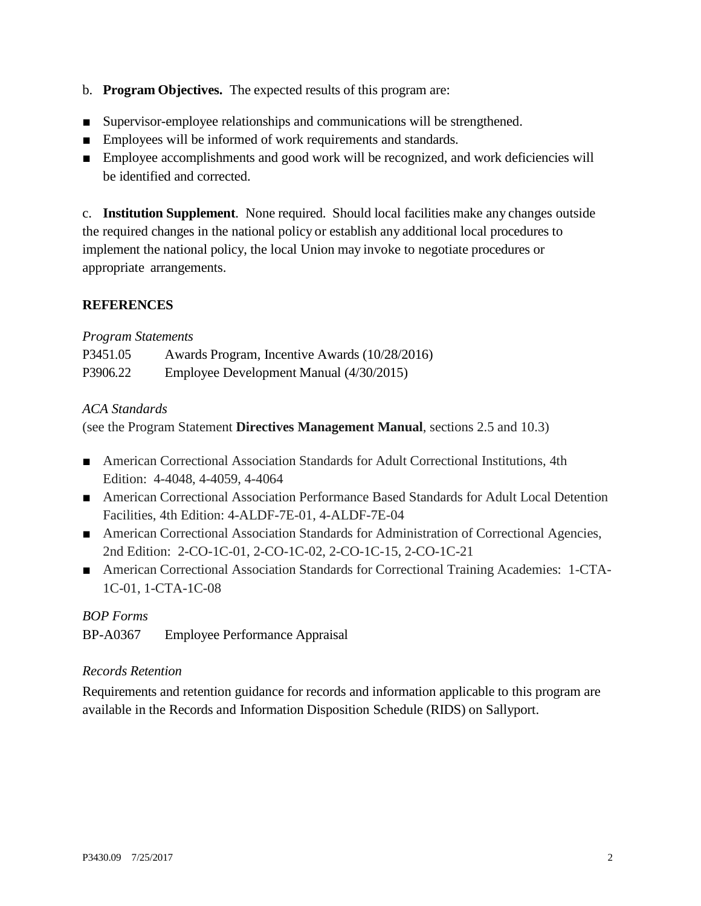b. **Program Objectives.** The expected results of this program are:

- Supervisor-employee relationships and communications will be strengthened.
- Employees will be informed of work requirements and standards.
- Employee accomplishments and good work will be recognized, and work deficiencies will be identified and corrected.

c. **Institution Supplement**. None required. Should local facilities make any changes outside the required changes in the national policy or establish any additional local procedures to implement the national policy, the local Union may invoke to negotiate procedures or appropriate arrangements.

## REFERENCES

*Program Statements*

P3451.05 Awards Program, Incentive Awards (10/28/2016)
P3906.22 Employee Development Manual (4/30/2015)

*ACA Standards*

(see the Program Statement **Directives Management Manual**, sections 2.5 and 10.3)

- American Correctional Association Standards for Adult Correctional Institutions, 4th Edition: 4-4048, 4-4059, 4-4064
- American Correctional Association Performance Based Standards for Adult Local Detention Facilities, 4th Edition: 4-ALDF-7E-01, 4-ALDF-7E-04
- American Correctional Association Standards for Administration of Correctional Agencies, 2nd Edition: 2-CO-1C-01, 2-CO-1C-02, 2-CO-1C-15, 2-CO-1C-21
- American Correctional Association Standards for Correctional Training Academies: 1-CTA-1C-01, 1-CTA-1C-08

*BOP Forms*

BP-A0367 Employee Performance Appraisal

*Records Retention*

Requirements and retention guidance for records and information applicable to this program are available in the Records and Information Disposition Schedule (RIDS) on Sallyport.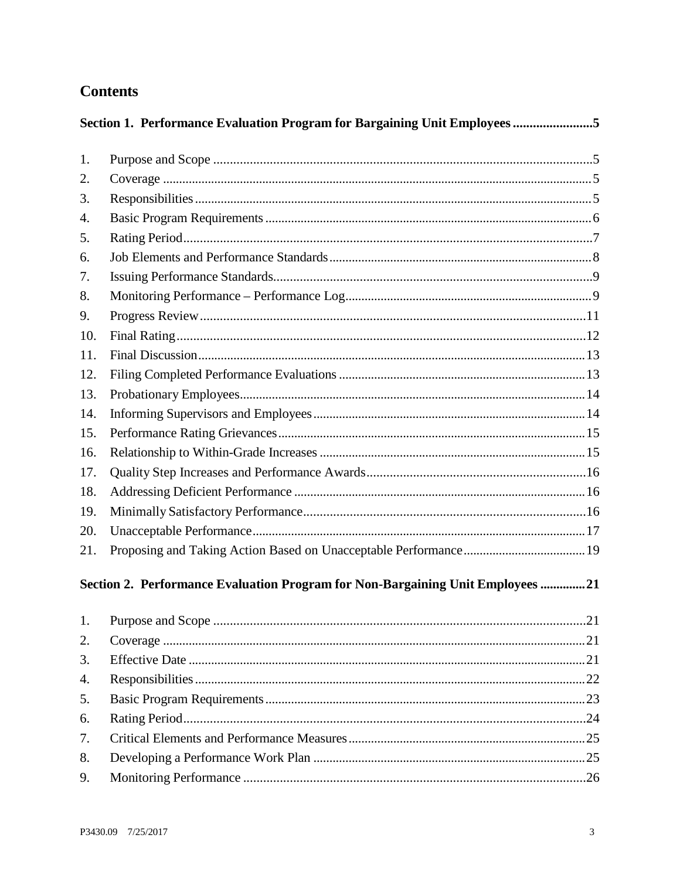# Contents

**Section 1. Performance Evaluation Program for Bargaining Unit Employees ........................5**

1. Purpose and Scope ....................................................................................................5
2. Coverage ....................................................................................................................5
3. Responsibilities ..........................................................................................................5
4. Basic Program Requirements .....................................................................................6
5. Rating Period ..............................................................................................................7
6. Job Elements and Performance Standards .................................................................8
7. Issuing Performance Standards ...................................................................................9
8. Monitoring Performance – Performance Log .............................................................9
9. Progress Review .......................................................................................................11
10. Final Rating ..............................................................................................................12
11. Final Discussion .......................................................................................................13
12. Filing Completed Performance Evaluations .............................................................13
13. Probationary Employees ...........................................................................................14
14. Informing Supervisors and Employees .....................................................................14
15. Performance Rating Grievances ...............................................................................15
16. Relationship to Within-Grade Increases ..................................................................15
17. Quality Step Increases and Performance Awards ....................................................16
18. Addressing Deficient Performance ..........................................................................16
19. Minimally Satisfactory Performance ........................................................................16
20. Unacceptable Performance .......................................................................................17
21. Proposing and Taking Action Based on Unacceptable Performance ........................19

**Section 2. Performance Evaluation Program for Non-Bargaining Unit Employees .............21**

1. Purpose and Scope ...................................................................................................21
2. Coverage ..................................................................................................................21
3. Effective Date ..........................................................................................................21
4. Responsibilities ........................................................................................................22
5. Basic Program Requirements ...................................................................................23
6. Rating Period ............................................................................................................24
7. Critical Elements and Performance Measures ..........................................................25
8. Developing a Performance Work Plan .....................................................................25
9. Monitoring Performance ..........................................................................................26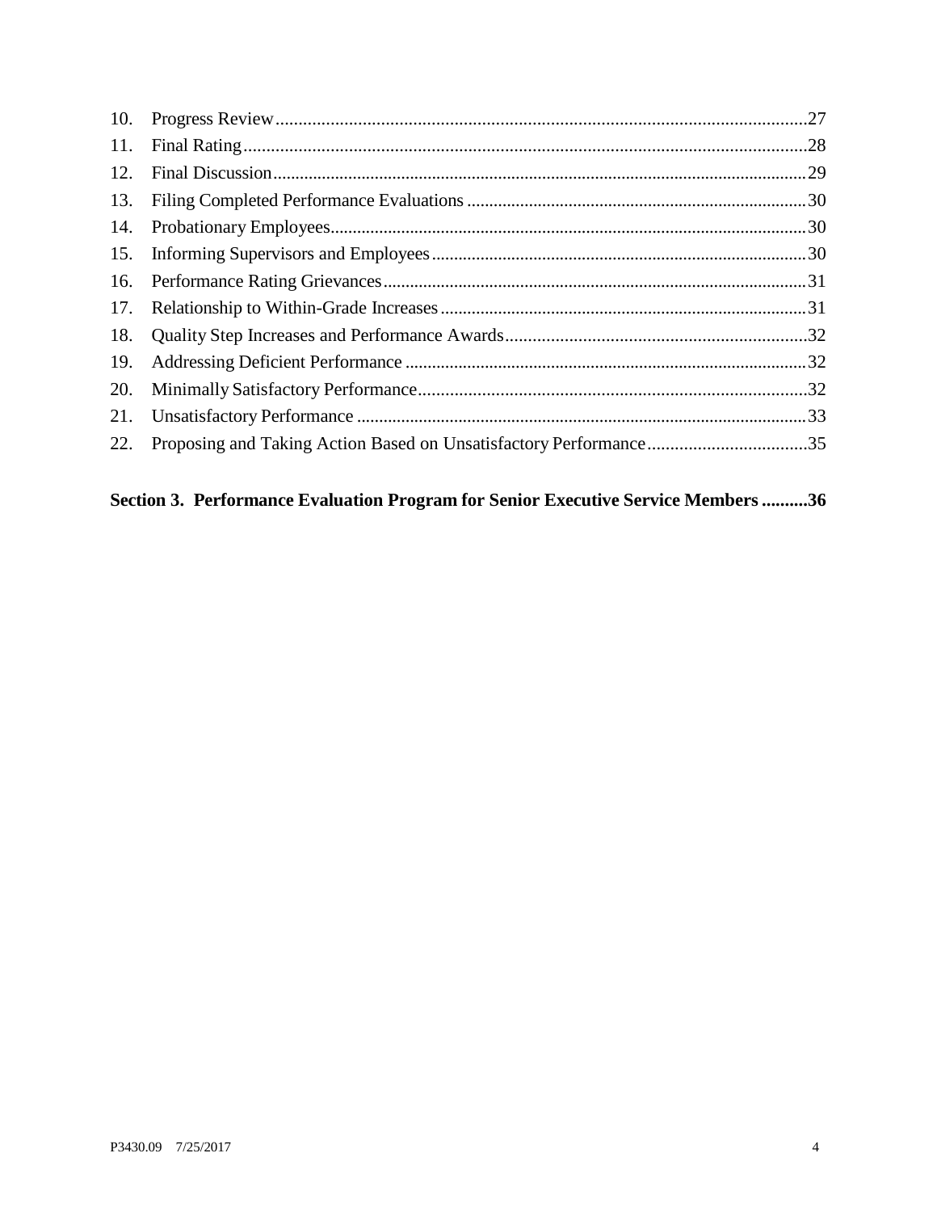10. Progress Review .....27
11. Final Rating .....28
12. Final Discussion .....29
13. Filing Completed Performance Evaluations .....30
14. Probationary Employees .....30
15. Informing Supervisors and Employees .....30
16. Performance Rating Grievances .....31
17. Relationship to Within-Grade Increases .....31
18. Quality Step Increases and Performance Awards .....32
19. Addressing Deficient Performance .....32
20. Minimally Satisfactory Performance .....32
21. Unsatisfactory Performance .....33
22. Proposing and Taking Action Based on Unsatisfactory Performance .....35

**Section 3. Performance Evaluation Program for Senior Executive Service Members .....36**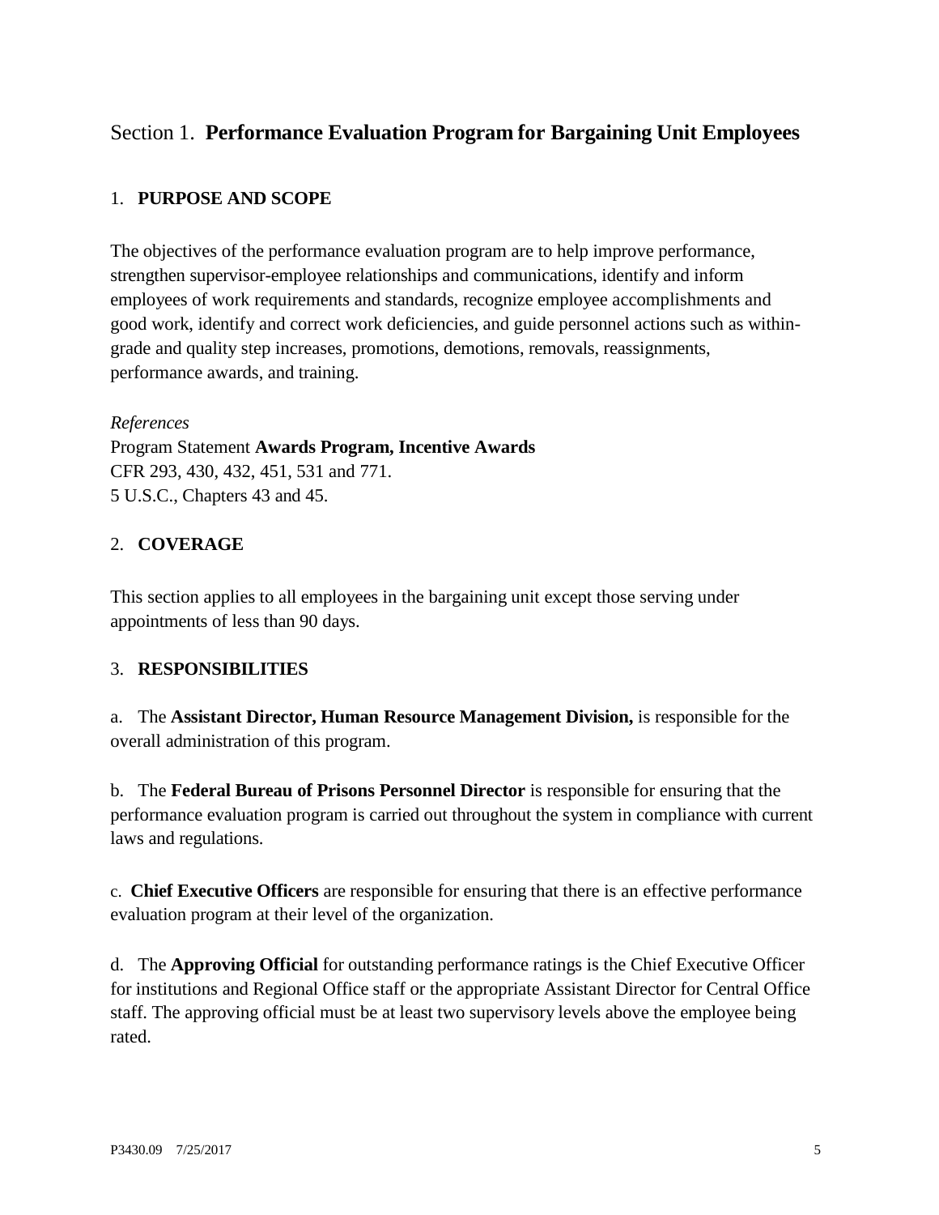## Section 1. **Performance Evaluation Program for Bargaining Unit Employees**

### 1. **PURPOSE AND SCOPE**

The objectives of the performance evaluation program are to help improve performance, strengthen supervisor-employee relationships and communications, identify and inform employees of work requirements and standards, recognize employee accomplishments and good work, identify and correct work deficiencies, and guide personnel actions such as within-grade and quality step increases, promotions, demotions, removals, reassignments, performance awards, and training.

*References*
Program Statement **Awards Program, Incentive Awards**
CFR 293, 430, 432, 451, 531 and 771.
5 U.S.C., Chapters 43 and 45.

### 2. **COVERAGE**

This section applies to all employees in the bargaining unit except those serving under appointments of less than 90 days.

### 3. **RESPONSIBILITIES**

a. The **Assistant Director, Human Resource Management Division,** is responsible for the overall administration of this program.

b. The **Federal Bureau of Prisons Personnel Director** is responsible for ensuring that the performance evaluation program is carried out throughout the system in compliance with current laws and regulations.

c. **Chief Executive Officers** are responsible for ensuring that there is an effective performance evaluation program at their level of the organization.

d. The **Approving Official** for outstanding performance ratings is the Chief Executive Officer for institutions and Regional Office staff or the appropriate Assistant Director for Central Office staff. The approving official must be at least two supervisory levels above the employee being rated.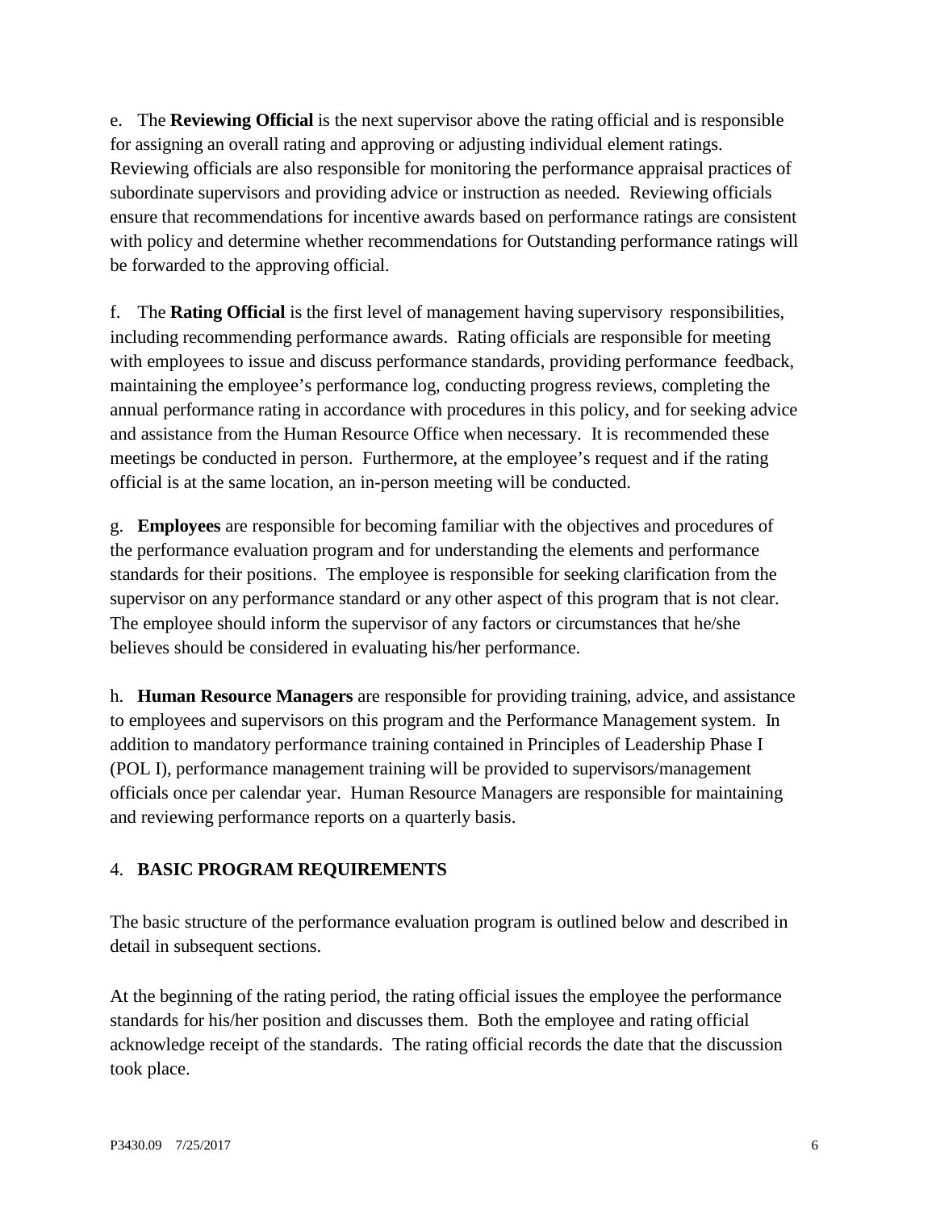e. The **Reviewing Official** is the next supervisor above the rating official and is responsible for assigning an overall rating and approving or adjusting individual element ratings. Reviewing officials are also responsible for monitoring the performance appraisal practices of subordinate supervisors and providing advice or instruction as needed. Reviewing officials ensure that recommendations for incentive awards based on performance ratings are consistent with policy and determine whether recommendations for Outstanding performance ratings will be forwarded to the approving official.

f. The **Rating Official** is the first level of management having supervisory responsibilities, including recommending performance awards. Rating officials are responsible for meeting with employees to issue and discuss performance standards, providing performance feedback, maintaining the employee's performance log, conducting progress reviews, completing the annual performance rating in accordance with procedures in this policy, and for seeking advice and assistance from the Human Resource Office when necessary. It is recommended these meetings be conducted in person. Furthermore, at the employee's request and if the rating official is at the same location, an in-person meeting will be conducted.

g. **Employees** are responsible for becoming familiar with the objectives and procedures of the performance evaluation program and for understanding the elements and performance standards for their positions. The employee is responsible for seeking clarification from the supervisor on any performance standard or any other aspect of this program that is not clear. The employee should inform the supervisor of any factors or circumstances that he/she believes should be considered in evaluating his/her performance.

h. **Human Resource Managers** are responsible for providing training, advice, and assistance to employees and supervisors on this program and the Performance Management system. In addition to mandatory performance training contained in Principles of Leadership Phase I (POL I), performance management training will be provided to supervisors/management officials once per calendar year. Human Resource Managers are responsible for maintaining and reviewing performance reports on a quarterly basis.

## 4. BASIC PROGRAM REQUIREMENTS

The basic structure of the performance evaluation program is outlined below and described in detail in subsequent sections.

At the beginning of the rating period, the rating official issues the employee the performance standards for his/her position and discusses them. Both the employee and rating official acknowledge receipt of the standards. The rating official records the date that the discussion took place.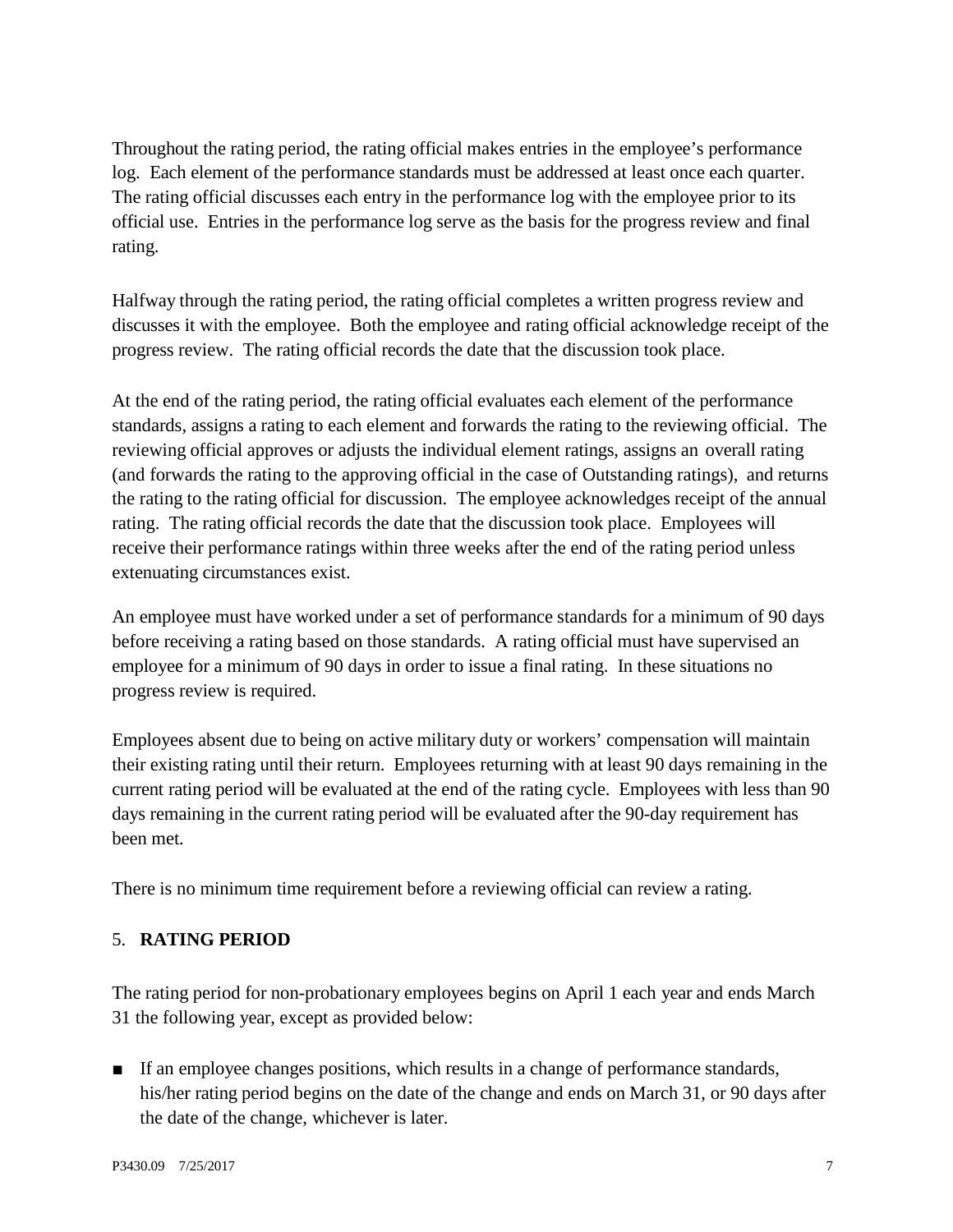Throughout the rating period, the rating official makes entries in the employee's performance log. Each element of the performance standards must be addressed at least once each quarter. The rating official discusses each entry in the performance log with the employee prior to its official use. Entries in the performance log serve as the basis for the progress review and final rating.

Halfway through the rating period, the rating official completes a written progress review and discusses it with the employee. Both the employee and rating official acknowledge receipt of the progress review. The rating official records the date that the discussion took place.

At the end of the rating period, the rating official evaluates each element of the performance standards, assigns a rating to each element and forwards the rating to the reviewing official. The reviewing official approves or adjusts the individual element ratings, assigns an overall rating (and forwards the rating to the approving official in the case of Outstanding ratings), and returns the rating to the rating official for discussion. The employee acknowledges receipt of the annual rating. The rating official records the date that the discussion took place. Employees will receive their performance ratings within three weeks after the end of the rating period unless extenuating circumstances exist.

An employee must have worked under a set of performance standards for a minimum of 90 days before receiving a rating based on those standards. A rating official must have supervised an employee for a minimum of 90 days in order to issue a final rating. In these situations no progress review is required.

Employees absent due to being on active military duty or workers' compensation will maintain their existing rating until their return. Employees returning with at least 90 days remaining in the current rating period will be evaluated at the end of the rating cycle. Employees with less than 90 days remaining in the current rating period will be evaluated after the 90-day requirement has been met.

There is no minimum time requirement before a reviewing official can review a rating.

## 5. **RATING PERIOD**

The rating period for non-probationary employees begins on April 1 each year and ends March 31 the following year, except as provided below:

- If an employee changes positions, which results in a change of performance standards, his/her rating period begins on the date of the change and ends on March 31, or 90 days after the date of the change, whichever is later.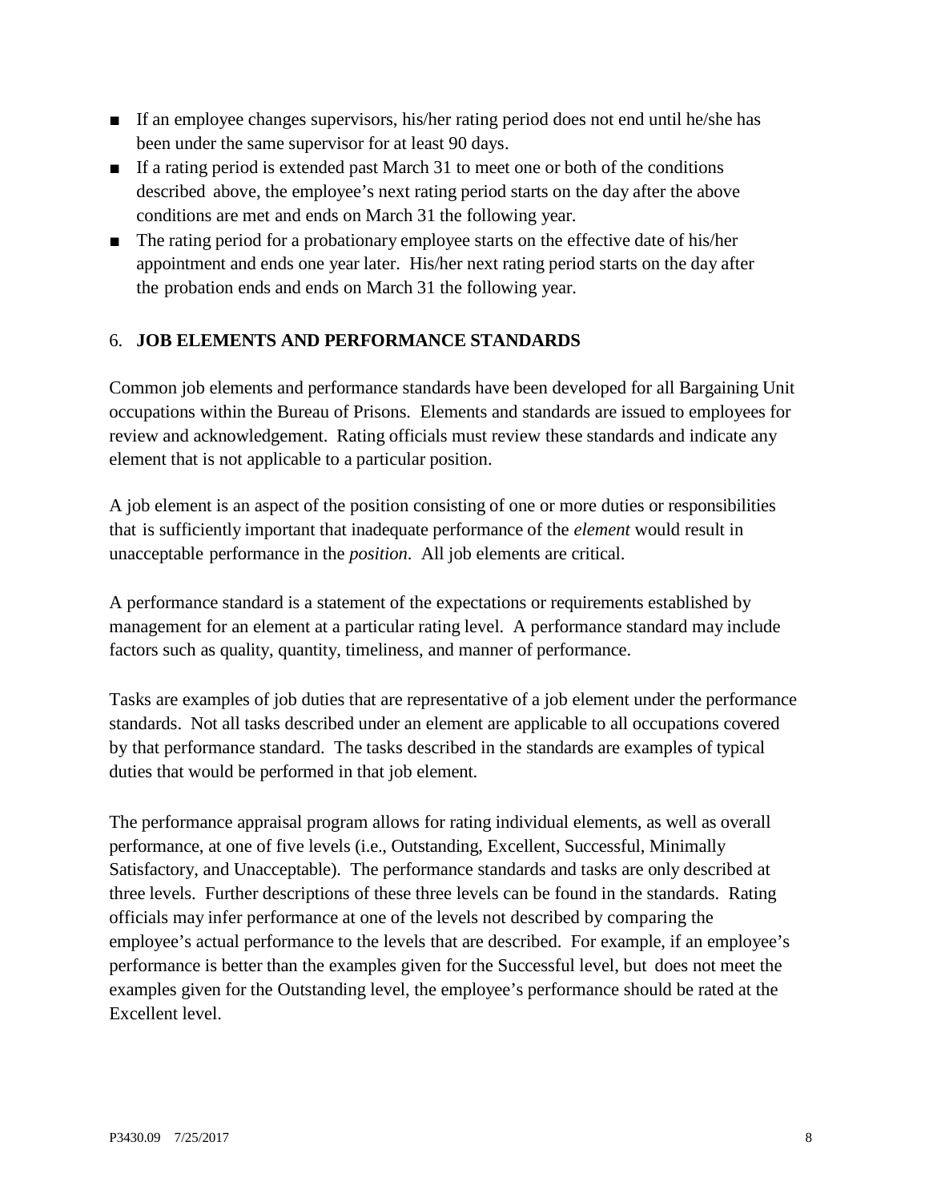- If an employee changes supervisors, his/her rating period does not end until he/she has been under the same supervisor for at least 90 days.
- If a rating period is extended past March 31 to meet one or both of the conditions described above, the employee's next rating period starts on the day after the above conditions are met and ends on March 31 the following year.
- The rating period for a probationary employee starts on the effective date of his/her appointment and ends one year later. His/her next rating period starts on the day after the probation ends and ends on March 31 the following year.

## 6. **JOB ELEMENTS AND PERFORMANCE STANDARDS**

Common job elements and performance standards have been developed for all Bargaining Unit occupations within the Bureau of Prisons. Elements and standards are issued to employees for review and acknowledgement. Rating officials must review these standards and indicate any element that is not applicable to a particular position.

A job element is an aspect of the position consisting of one or more duties or responsibilities that is sufficiently important that inadequate performance of the *element* would result in unacceptable performance in the *position*. All job elements are critical.

A performance standard is a statement of the expectations or requirements established by management for an element at a particular rating level. A performance standard may include factors such as quality, quantity, timeliness, and manner of performance.

Tasks are examples of job duties that are representative of a job element under the performance standards. Not all tasks described under an element are applicable to all occupations covered by that performance standard. The tasks described in the standards are examples of typical duties that would be performed in that job element.

The performance appraisal program allows for rating individual elements, as well as overall performance, at one of five levels (i.e., Outstanding, Excellent, Successful, Minimally Satisfactory, and Unacceptable). The performance standards and tasks are only described at three levels. Further descriptions of these three levels can be found in the standards. Rating officials may infer performance at one of the levels not described by comparing the employee's actual performance to the levels that are described. For example, if an employee's performance is better than the examples given for the Successful level, but does not meet the examples given for the Outstanding level, the employee's performance should be rated at the Excellent level.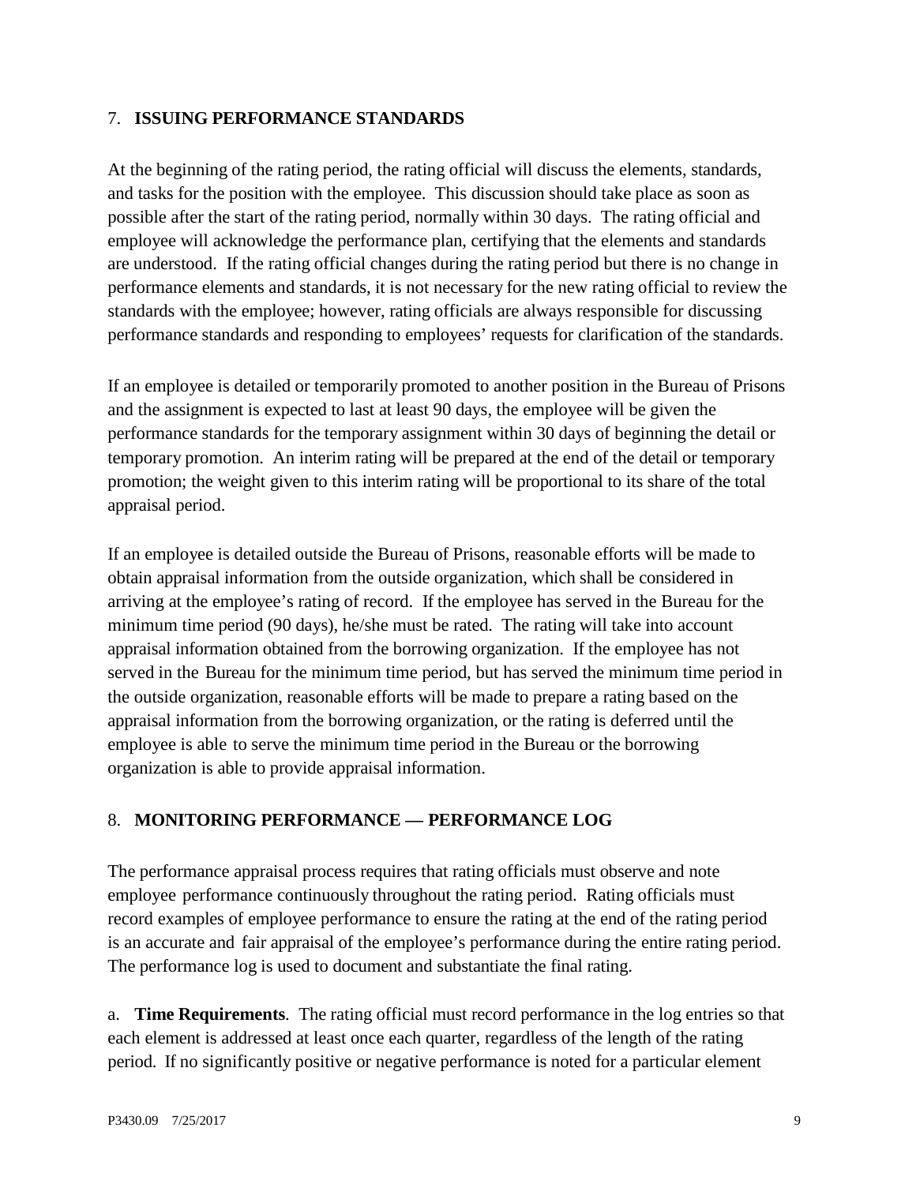## 7. **ISSUING PERFORMANCE STANDARDS**

At the beginning of the rating period, the rating official will discuss the elements, standards, and tasks for the position with the employee. This discussion should take place as soon as possible after the start of the rating period, normally within 30 days. The rating official and employee will acknowledge the performance plan, certifying that the elements and standards are understood. If the rating official changes during the rating period but there is no change in performance elements and standards, it is not necessary for the new rating official to review the standards with the employee; however, rating officials are always responsible for discussing performance standards and responding to employees' requests for clarification of the standards.

If an employee is detailed or temporarily promoted to another position in the Bureau of Prisons and the assignment is expected to last at least 90 days, the employee will be given the performance standards for the temporary assignment within 30 days of beginning the detail or temporary promotion. An interim rating will be prepared at the end of the detail or temporary promotion; the weight given to this interim rating will be proportional to its share of the total appraisal period.

If an employee is detailed outside the Bureau of Prisons, reasonable efforts will be made to obtain appraisal information from the outside organization, which shall be considered in arriving at the employee's rating of record. If the employee has served in the Bureau for the minimum time period (90 days), he/she must be rated. The rating will take into account appraisal information obtained from the borrowing organization. If the employee has not served in the Bureau for the minimum time period, but has served the minimum time period in the outside organization, reasonable efforts will be made to prepare a rating based on the appraisal information from the borrowing organization, or the rating is deferred until the employee is able to serve the minimum time period in the Bureau or the borrowing organization is able to provide appraisal information.

## 8. **MONITORING PERFORMANCE — PERFORMANCE LOG**

The performance appraisal process requires that rating officials must observe and note employee performance continuously throughout the rating period. Rating officials must record examples of employee performance to ensure the rating at the end of the rating period is an accurate and fair appraisal of the employee's performance during the entire rating period. The performance log is used to document and substantiate the final rating.

a. **Time Requirements**. The rating official must record performance in the log entries so that each element is addressed at least once each quarter, regardless of the length of the rating period. If no significantly positive or negative performance is noted for a particular element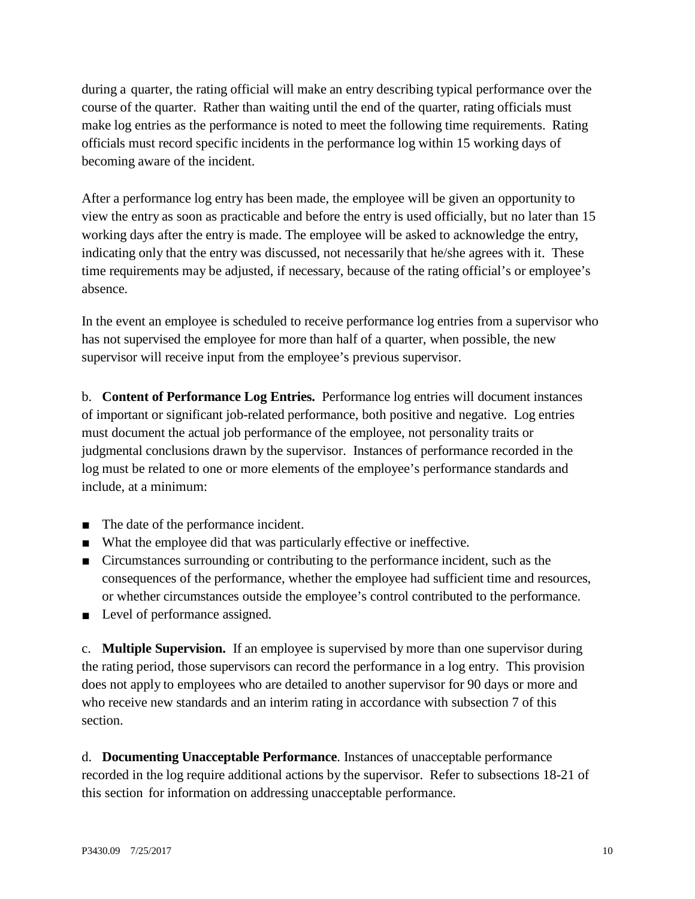during a quarter, the rating official will make an entry describing typical performance over the course of the quarter. Rather than waiting until the end of the quarter, rating officials must make log entries as the performance is noted to meet the following time requirements. Rating officials must record specific incidents in the performance log within 15 working days of becoming aware of the incident.

After a performance log entry has been made, the employee will be given an opportunity to view the entry as soon as practicable and before the entry is used officially, but no later than 15 working days after the entry is made. The employee will be asked to acknowledge the entry, indicating only that the entry was discussed, not necessarily that he/she agrees with it. These time requirements may be adjusted, if necessary, because of the rating official's or employee's absence.

In the event an employee is scheduled to receive performance log entries from a supervisor who has not supervised the employee for more than half of a quarter, when possible, the new supervisor will receive input from the employee's previous supervisor.

b. **Content of Performance Log Entries.** Performance log entries will document instances of important or significant job-related performance, both positive and negative. Log entries must document the actual job performance of the employee, not personality traits or judgmental conclusions drawn by the supervisor. Instances of performance recorded in the log must be related to one or more elements of the employee's performance standards and include, at a minimum:

- The date of the performance incident.
- What the employee did that was particularly effective or ineffective.
- Circumstances surrounding or contributing to the performance incident, such as the consequences of the performance, whether the employee had sufficient time and resources, or whether circumstances outside the employee's control contributed to the performance.
- Level of performance assigned.

c. **Multiple Supervision.** If an employee is supervised by more than one supervisor during the rating period, those supervisors can record the performance in a log entry. This provision does not apply to employees who are detailed to another supervisor for 90 days or more and who receive new standards and an interim rating in accordance with subsection 7 of this section.

d. **Documenting Unacceptable Performance**. Instances of unacceptable performance recorded in the log require additional actions by the supervisor. Refer to subsections 18-21 of this section for information on addressing unacceptable performance.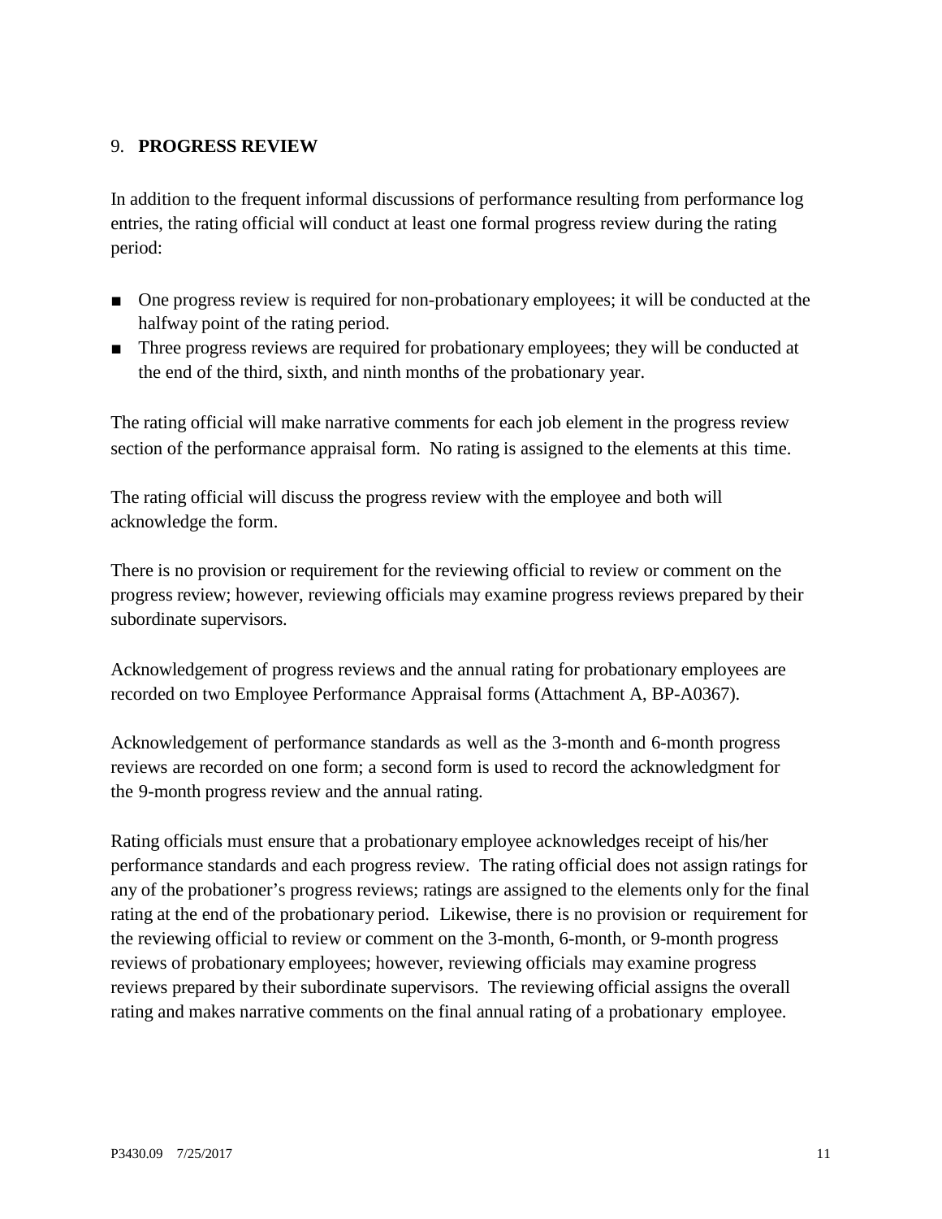## 9. **PROGRESS REVIEW**

In addition to the frequent informal discussions of performance resulting from performance log entries, the rating official will conduct at least one formal progress review during the rating period:

- One progress review is required for non-probationary employees; it will be conducted at the halfway point of the rating period.
- Three progress reviews are required for probationary employees; they will be conducted at the end of the third, sixth, and ninth months of the probationary year.

The rating official will make narrative comments for each job element in the progress review section of the performance appraisal form. No rating is assigned to the elements at this time.

The rating official will discuss the progress review with the employee and both will acknowledge the form.

There is no provision or requirement for the reviewing official to review or comment on the progress review; however, reviewing officials may examine progress reviews prepared by their subordinate supervisors.

Acknowledgement of progress reviews and the annual rating for probationary employees are recorded on two Employee Performance Appraisal forms (Attachment A, BP-A0367).

Acknowledgement of performance standards as well as the 3-month and 6-month progress reviews are recorded on one form; a second form is used to record the acknowledgment for the 9-month progress review and the annual rating.

Rating officials must ensure that a probationary employee acknowledges receipt of his/her performance standards and each progress review. The rating official does not assign ratings for any of the probationer's progress reviews; ratings are assigned to the elements only for the final rating at the end of the probationary period. Likewise, there is no provision or requirement for the reviewing official to review or comment on the 3-month, 6-month, or 9-month progress reviews of probationary employees; however, reviewing officials may examine progress reviews prepared by their subordinate supervisors. The reviewing official assigns the overall rating and makes narrative comments on the final annual rating of a probationary employee.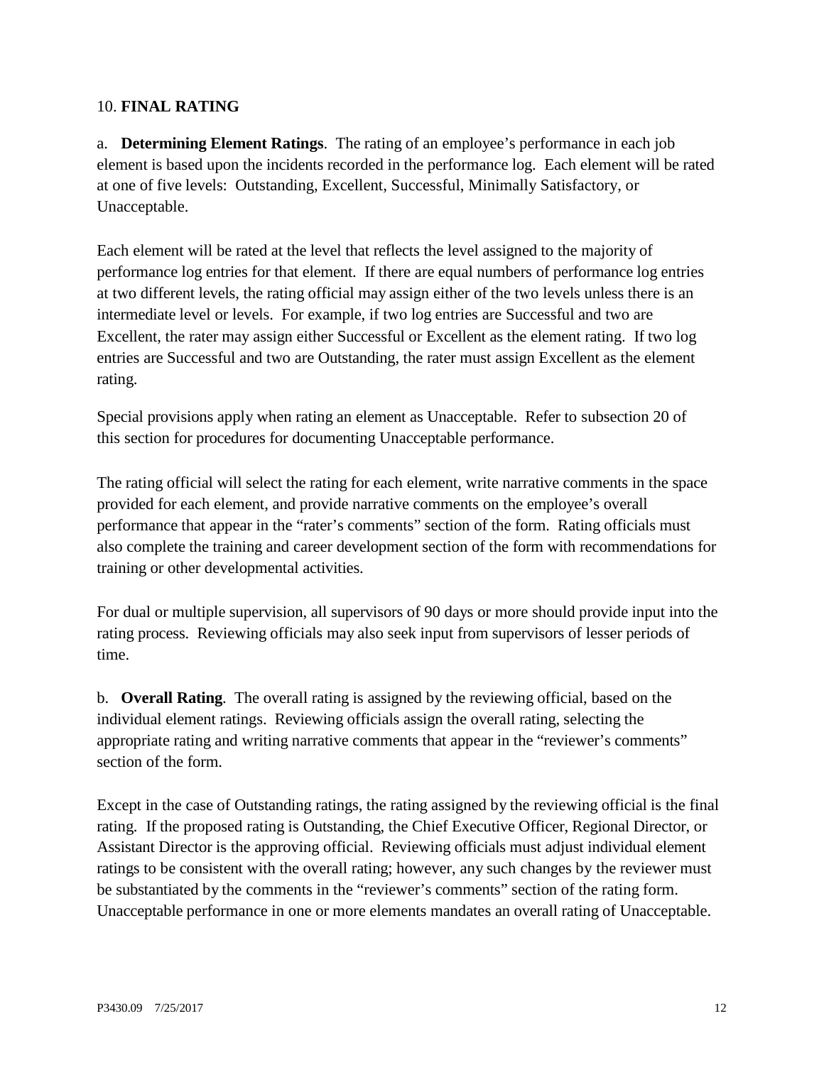## 10. **FINAL RATING**

a. **Determining Element Ratings**. The rating of an employee's performance in each job element is based upon the incidents recorded in the performance log. Each element will be rated at one of five levels: Outstanding, Excellent, Successful, Minimally Satisfactory, or Unacceptable.

Each element will be rated at the level that reflects the level assigned to the majority of performance log entries for that element. If there are equal numbers of performance log entries at two different levels, the rating official may assign either of the two levels unless there is an intermediate level or levels. For example, if two log entries are Successful and two are Excellent, the rater may assign either Successful or Excellent as the element rating. If two log entries are Successful and two are Outstanding, the rater must assign Excellent as the element rating.

Special provisions apply when rating an element as Unacceptable. Refer to subsection 20 of this section for procedures for documenting Unacceptable performance.

The rating official will select the rating for each element, write narrative comments in the space provided for each element, and provide narrative comments on the employee's overall performance that appear in the "rater's comments" section of the form. Rating officials must also complete the training and career development section of the form with recommendations for training or other developmental activities.

For dual or multiple supervision, all supervisors of 90 days or more should provide input into the rating process. Reviewing officials may also seek input from supervisors of lesser periods of time.

b. **Overall Rating**. The overall rating is assigned by the reviewing official, based on the individual element ratings. Reviewing officials assign the overall rating, selecting the appropriate rating and writing narrative comments that appear in the "reviewer's comments" section of the form.

Except in the case of Outstanding ratings, the rating assigned by the reviewing official is the final rating. If the proposed rating is Outstanding, the Chief Executive Officer, Regional Director, or Assistant Director is the approving official. Reviewing officials must adjust individual element ratings to be consistent with the overall rating; however, any such changes by the reviewer must be substantiated by the comments in the "reviewer's comments" section of the rating form. Unacceptable performance in one or more elements mandates an overall rating of Unacceptable.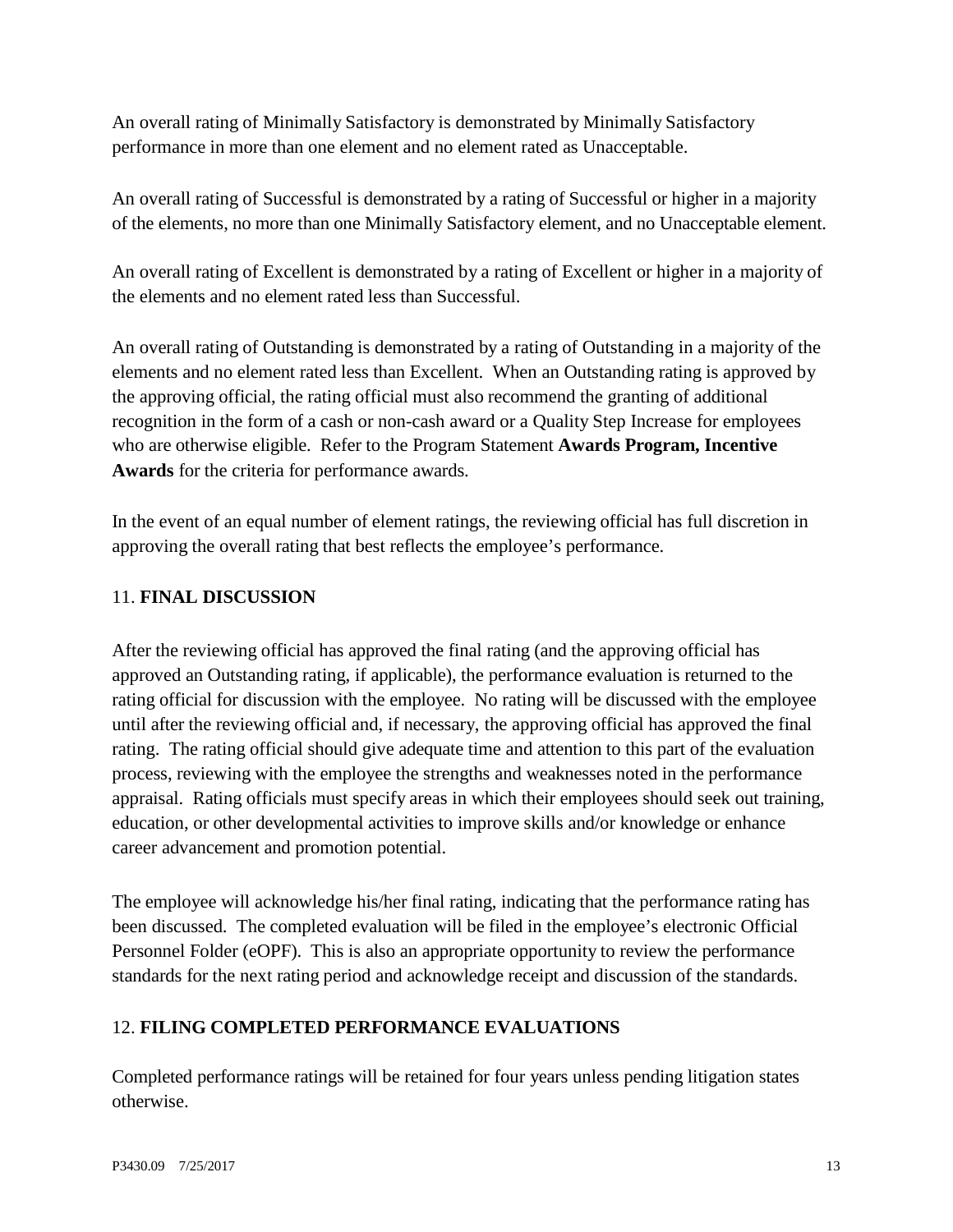An overall rating of Minimally Satisfactory is demonstrated by Minimally Satisfactory performance in more than one element and no element rated as Unacceptable.

An overall rating of Successful is demonstrated by a rating of Successful or higher in a majority of the elements, no more than one Minimally Satisfactory element, and no Unacceptable element.

An overall rating of Excellent is demonstrated by a rating of Excellent or higher in a majority of the elements and no element rated less than Successful.

An overall rating of Outstanding is demonstrated by a rating of Outstanding in a majority of the elements and no element rated less than Excellent. When an Outstanding rating is approved by the approving official, the rating official must also recommend the granting of additional recognition in the form of a cash or non-cash award or a Quality Step Increase for employees who are otherwise eligible. Refer to the Program Statement **Awards Program, Incentive Awards** for the criteria for performance awards.

In the event of an equal number of element ratings, the reviewing official has full discretion in approving the overall rating that best reflects the employee's performance.

## 11. **FINAL DISCUSSION**

After the reviewing official has approved the final rating (and the approving official has approved an Outstanding rating, if applicable), the performance evaluation is returned to the rating official for discussion with the employee. No rating will be discussed with the employee until after the reviewing official and, if necessary, the approving official has approved the final rating. The rating official should give adequate time and attention to this part of the evaluation process, reviewing with the employee the strengths and weaknesses noted in the performance appraisal. Rating officials must specify areas in which their employees should seek out training, education, or other developmental activities to improve skills and/or knowledge or enhance career advancement and promotion potential.

The employee will acknowledge his/her final rating, indicating that the performance rating has been discussed. The completed evaluation will be filed in the employee's electronic Official Personnel Folder (eOPF). This is also an appropriate opportunity to review the performance standards for the next rating period and acknowledge receipt and discussion of the standards.

## 12. **FILING COMPLETED PERFORMANCE EVALUATIONS**

Completed performance ratings will be retained for four years unless pending litigation states otherwise.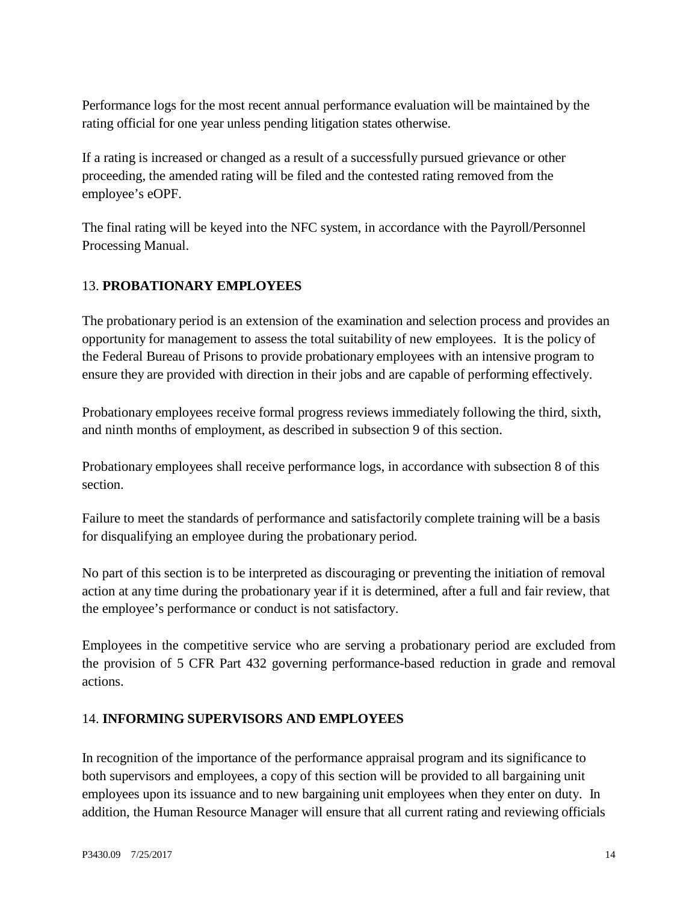Performance logs for the most recent annual performance evaluation will be maintained by the rating official for one year unless pending litigation states otherwise.

If a rating is increased or changed as a result of a successfully pursued grievance or other proceeding, the amended rating will be filed and the contested rating removed from the employee's eOPF.

The final rating will be keyed into the NFC system, in accordance with the Payroll/Personnel Processing Manual.

## 13. **PROBATIONARY EMPLOYEES**

The probationary period is an extension of the examination and selection process and provides an opportunity for management to assess the total suitability of new employees. It is the policy of the Federal Bureau of Prisons to provide probationary employees with an intensive program to ensure they are provided with direction in their jobs and are capable of performing effectively.

Probationary employees receive formal progress reviews immediately following the third, sixth, and ninth months of employment, as described in subsection 9 of this section.

Probationary employees shall receive performance logs, in accordance with subsection 8 of this section.

Failure to meet the standards of performance and satisfactorily complete training will be a basis for disqualifying an employee during the probationary period.

No part of this section is to be interpreted as discouraging or preventing the initiation of removal action at any time during the probationary year if it is determined, after a full and fair review, that the employee's performance or conduct is not satisfactory.

Employees in the competitive service who are serving a probationary period are excluded from the provision of 5 CFR Part 432 governing performance-based reduction in grade and removal actions.

## 14. **INFORMING SUPERVISORS AND EMPLOYEES**

In recognition of the importance of the performance appraisal program and its significance to both supervisors and employees, a copy of this section will be provided to all bargaining unit employees upon its issuance and to new bargaining unit employees when they enter on duty. In addition, the Human Resource Manager will ensure that all current rating and reviewing officials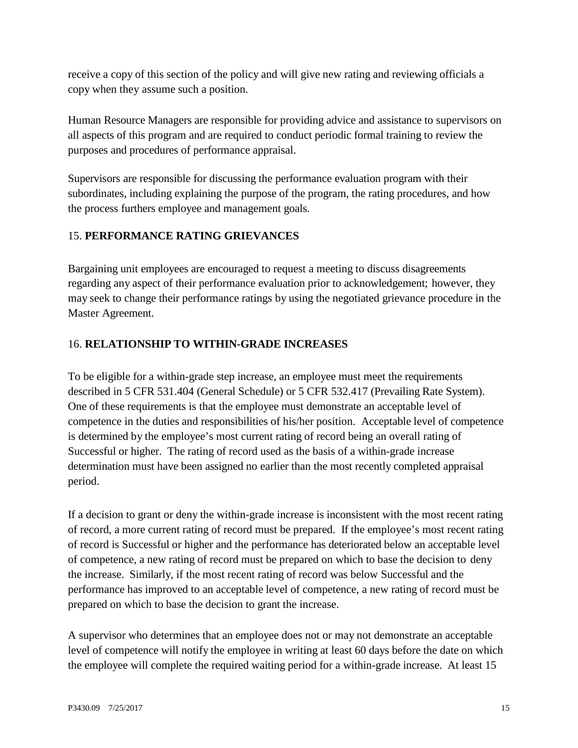receive a copy of this section of the policy and will give new rating and reviewing officials a copy when they assume such a position.

Human Resource Managers are responsible for providing advice and assistance to supervisors on all aspects of this program and are required to conduct periodic formal training to review the purposes and procedures of performance appraisal.

Supervisors are responsible for discussing the performance evaluation program with their subordinates, including explaining the purpose of the program, the rating procedures, and how the process furthers employee and management goals.

## 15. **PERFORMANCE RATING GRIEVANCES**

Bargaining unit employees are encouraged to request a meeting to discuss disagreements regarding any aspect of their performance evaluation prior to acknowledgement; however, they may seek to change their performance ratings by using the negotiated grievance procedure in the Master Agreement.

## 16. **RELATIONSHIP TO WITHIN-GRADE INCREASES**

To be eligible for a within-grade step increase, an employee must meet the requirements described in 5 CFR 531.404 (General Schedule) or 5 CFR 532.417 (Prevailing Rate System). One of these requirements is that the employee must demonstrate an acceptable level of competence in the duties and responsibilities of his/her position. Acceptable level of competence is determined by the employee's most current rating of record being an overall rating of Successful or higher. The rating of record used as the basis of a within-grade increase determination must have been assigned no earlier than the most recently completed appraisal period.

If a decision to grant or deny the within-grade increase is inconsistent with the most recent rating of record, a more current rating of record must be prepared. If the employee's most recent rating of record is Successful or higher and the performance has deteriorated below an acceptable level of competence, a new rating of record must be prepared on which to base the decision to deny the increase. Similarly, if the most recent rating of record was below Successful and the performance has improved to an acceptable level of competence, a new rating of record must be prepared on which to base the decision to grant the increase.

A supervisor who determines that an employee does not or may not demonstrate an acceptable level of competence will notify the employee in writing at least 60 days before the date on which the employee will complete the required waiting period for a within-grade increase. At least 15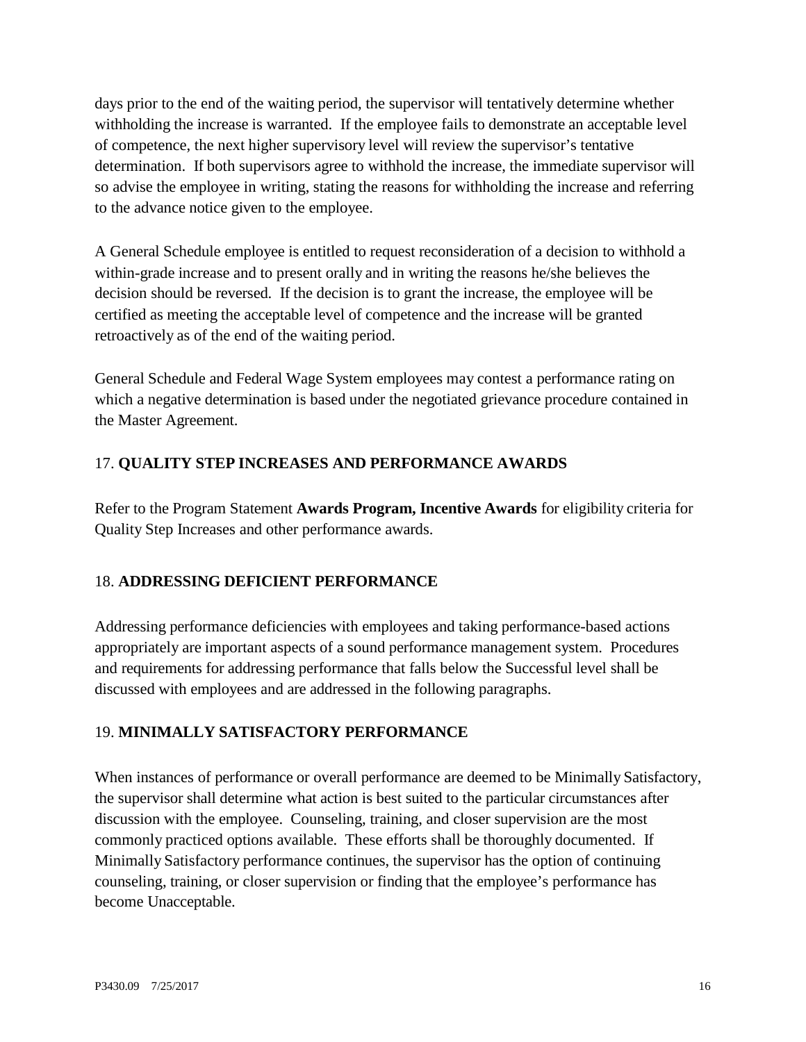days prior to the end of the waiting period, the supervisor will tentatively determine whether withholding the increase is warranted. If the employee fails to demonstrate an acceptable level of competence, the next higher supervisory level will review the supervisor's tentative determination. If both supervisors agree to withhold the increase, the immediate supervisor will so advise the employee in writing, stating the reasons for withholding the increase and referring to the advance notice given to the employee.

A General Schedule employee is entitled to request reconsideration of a decision to withhold a within-grade increase and to present orally and in writing the reasons he/she believes the decision should be reversed. If the decision is to grant the increase, the employee will be certified as meeting the acceptable level of competence and the increase will be granted retroactively as of the end of the waiting period.

General Schedule and Federal Wage System employees may contest a performance rating on which a negative determination is based under the negotiated grievance procedure contained in the Master Agreement.

## 17. **QUALITY STEP INCREASES AND PERFORMANCE AWARDS**

Refer to the Program Statement **Awards Program, Incentive Awards** for eligibility criteria for Quality Step Increases and other performance awards.

## 18. **ADDRESSING DEFICIENT PERFORMANCE**

Addressing performance deficiencies with employees and taking performance-based actions appropriately are important aspects of a sound performance management system. Procedures and requirements for addressing performance that falls below the Successful level shall be discussed with employees and are addressed in the following paragraphs.

## 19. **MINIMALLY SATISFACTORY PERFORMANCE**

When instances of performance or overall performance are deemed to be Minimally Satisfactory, the supervisor shall determine what action is best suited to the particular circumstances after discussion with the employee. Counseling, training, and closer supervision are the most commonly practiced options available. These efforts shall be thoroughly documented. If Minimally Satisfactory performance continues, the supervisor has the option of continuing counseling, training, or closer supervision or finding that the employee's performance has become Unacceptable.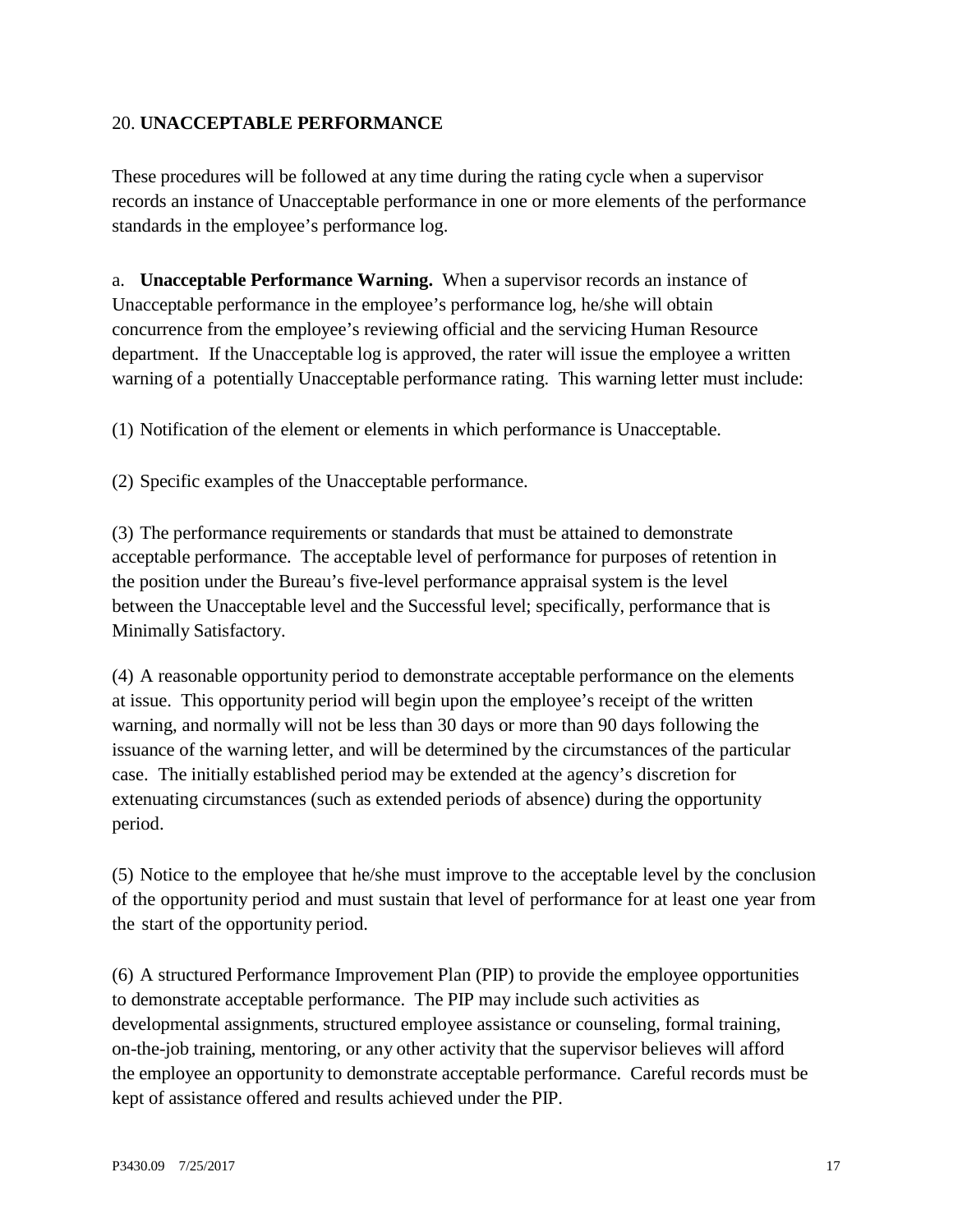## 20. **UNACCEPTABLE PERFORMANCE**

These procedures will be followed at any time during the rating cycle when a supervisor records an instance of Unacceptable performance in one or more elements of the performance standards in the employee's performance log.

a. **Unacceptable Performance Warning.** When a supervisor records an instance of Unacceptable performance in the employee's performance log, he/she will obtain concurrence from the employee's reviewing official and the servicing Human Resource department. If the Unacceptable log is approved, the rater will issue the employee a written warning of a potentially Unacceptable performance rating. This warning letter must include:

(1) Notification of the element or elements in which performance is Unacceptable.

(2) Specific examples of the Unacceptable performance.

(3) The performance requirements or standards that must be attained to demonstrate acceptable performance. The acceptable level of performance for purposes of retention in the position under the Bureau's five-level performance appraisal system is the level between the Unacceptable level and the Successful level; specifically, performance that is Minimally Satisfactory.

(4) A reasonable opportunity period to demonstrate acceptable performance on the elements at issue. This opportunity period will begin upon the employee's receipt of the written warning, and normally will not be less than 30 days or more than 90 days following the issuance of the warning letter, and will be determined by the circumstances of the particular case. The initially established period may be extended at the agency's discretion for extenuating circumstances (such as extended periods of absence) during the opportunity period.

(5) Notice to the employee that he/she must improve to the acceptable level by the conclusion of the opportunity period and must sustain that level of performance for at least one year from the start of the opportunity period.

(6) A structured Performance Improvement Plan (PIP) to provide the employee opportunities to demonstrate acceptable performance. The PIP may include such activities as developmental assignments, structured employee assistance or counseling, formal training, on-the-job training, mentoring, or any other activity that the supervisor believes will afford the employee an opportunity to demonstrate acceptable performance. Careful records must be kept of assistance offered and results achieved under the PIP.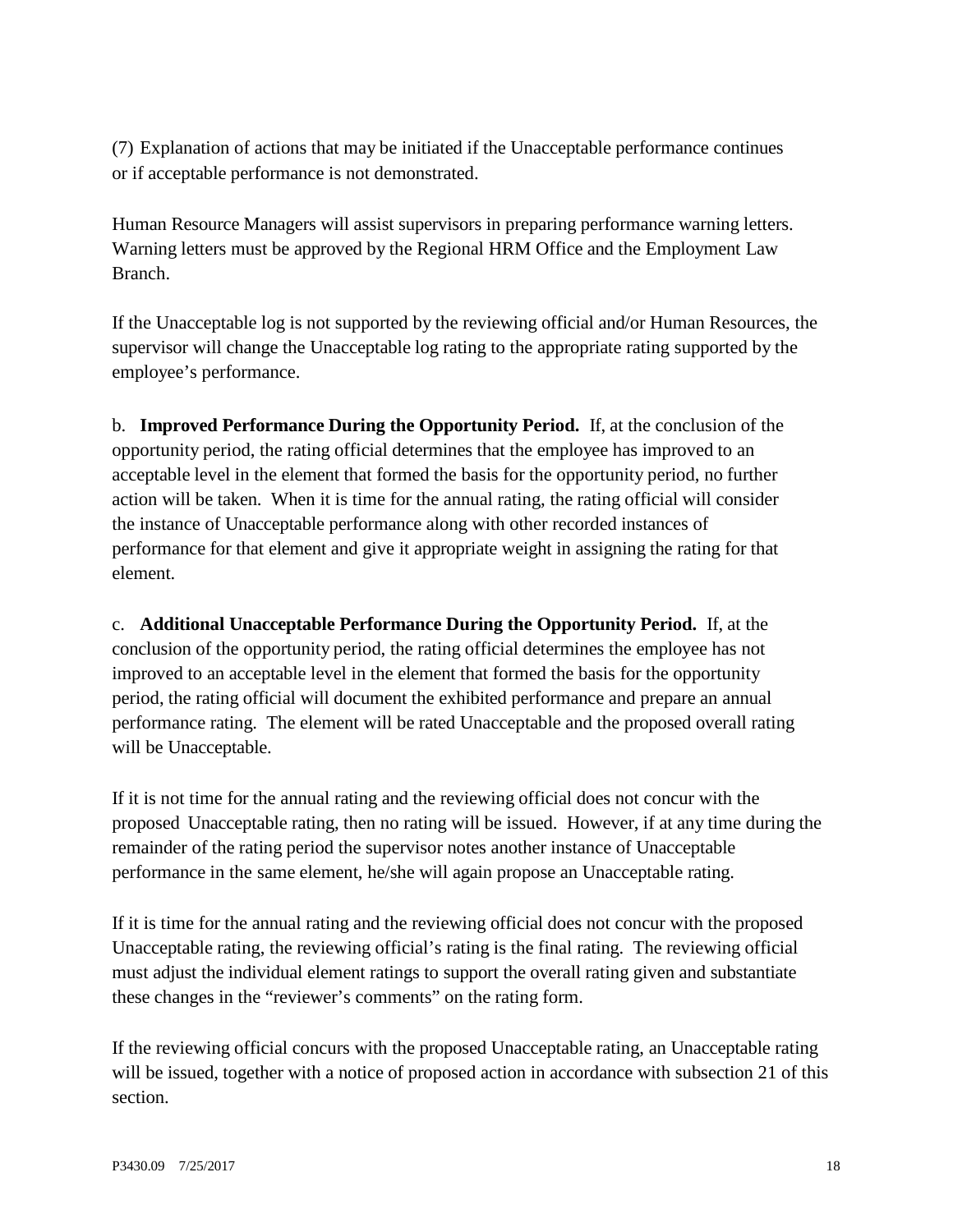(7) Explanation of actions that may be initiated if the Unacceptable performance continues or if acceptable performance is not demonstrated.

Human Resource Managers will assist supervisors in preparing performance warning letters. Warning letters must be approved by the Regional HRM Office and the Employment Law Branch.

If the Unacceptable log is not supported by the reviewing official and/or Human Resources, the supervisor will change the Unacceptable log rating to the appropriate rating supported by the employee's performance.

b. **Improved Performance During the Opportunity Period.** If, at the conclusion of the opportunity period, the rating official determines that the employee has improved to an acceptable level in the element that formed the basis for the opportunity period, no further action will be taken. When it is time for the annual rating, the rating official will consider the instance of Unacceptable performance along with other recorded instances of performance for that element and give it appropriate weight in assigning the rating for that element.

c. **Additional Unacceptable Performance During the Opportunity Period.** If, at the conclusion of the opportunity period, the rating official determines the employee has not improved to an acceptable level in the element that formed the basis for the opportunity period, the rating official will document the exhibited performance and prepare an annual performance rating. The element will be rated Unacceptable and the proposed overall rating will be Unacceptable.

If it is not time for the annual rating and the reviewing official does not concur with the proposed Unacceptable rating, then no rating will be issued. However, if at any time during the remainder of the rating period the supervisor notes another instance of Unacceptable performance in the same element, he/she will again propose an Unacceptable rating.

If it is time for the annual rating and the reviewing official does not concur with the proposed Unacceptable rating, the reviewing official's rating is the final rating. The reviewing official must adjust the individual element ratings to support the overall rating given and substantiate these changes in the "reviewer's comments" on the rating form.

If the reviewing official concurs with the proposed Unacceptable rating, an Unacceptable rating will be issued, together with a notice of proposed action in accordance with subsection 21 of this section.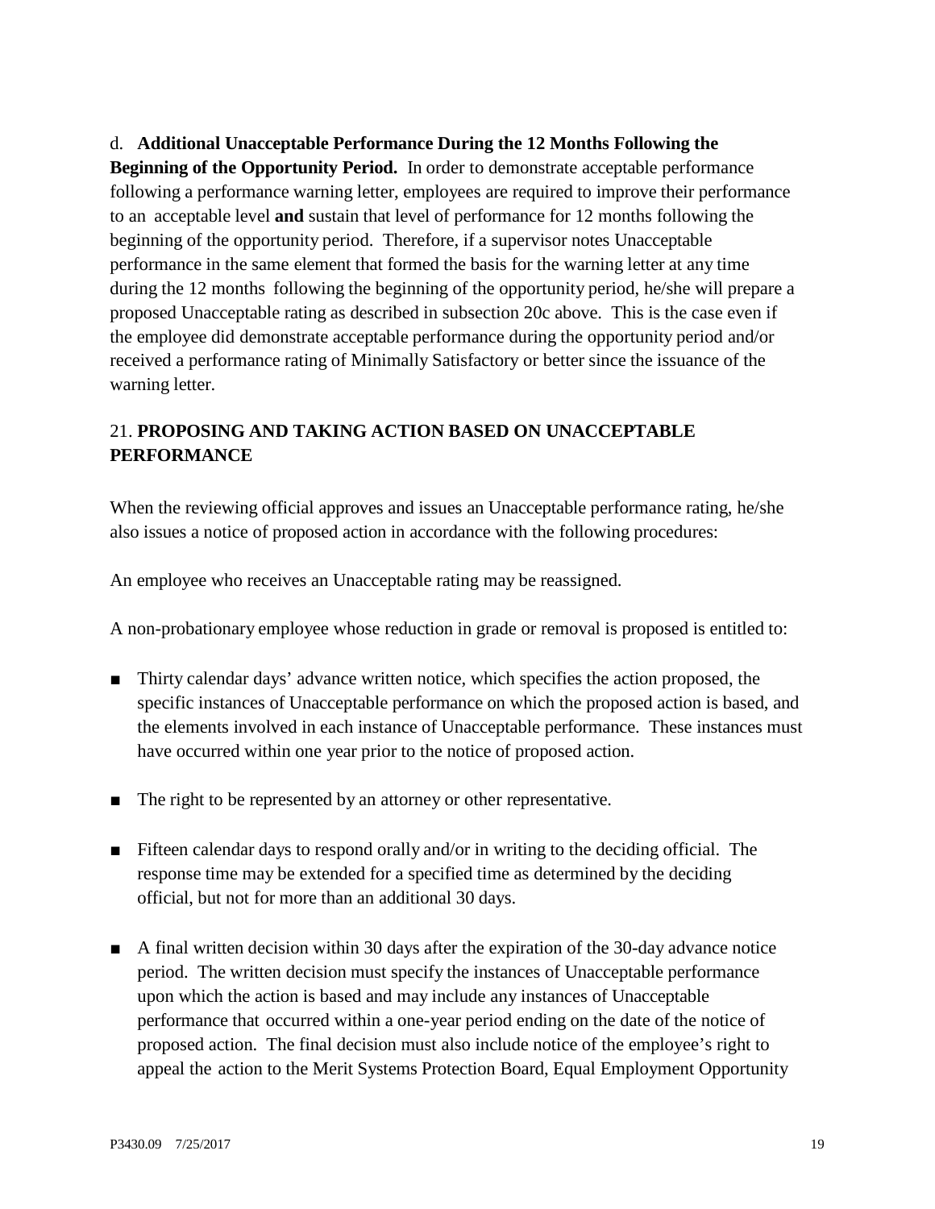d. **Additional Unacceptable Performance During the 12 Months Following the Beginning of the Opportunity Period.** In order to demonstrate acceptable performance following a performance warning letter, employees are required to improve their performance to an acceptable level **and** sustain that level of performance for 12 months following the beginning of the opportunity period. Therefore, if a supervisor notes Unacceptable performance in the same element that formed the basis for the warning letter at any time during the 12 months following the beginning of the opportunity period, he/she will prepare a proposed Unacceptable rating as described in subsection 20c above. This is the case even if the employee did demonstrate acceptable performance during the opportunity period and/or received a performance rating of Minimally Satisfactory or better since the issuance of the warning letter.

## 21. PROPOSING AND TAKING ACTION BASED ON UNACCEPTABLE PERFORMANCE

When the reviewing official approves and issues an Unacceptable performance rating, he/she also issues a notice of proposed action in accordance with the following procedures:

An employee who receives an Unacceptable rating may be reassigned.

A non-probationary employee whose reduction in grade or removal is proposed is entitled to:

- Thirty calendar days' advance written notice, which specifies the action proposed, the specific instances of Unacceptable performance on which the proposed action is based, and the elements involved in each instance of Unacceptable performance. These instances must have occurred within one year prior to the notice of proposed action.
- The right to be represented by an attorney or other representative.
- Fifteen calendar days to respond orally and/or in writing to the deciding official. The response time may be extended for a specified time as determined by the deciding official, but not for more than an additional 30 days.
- A final written decision within 30 days after the expiration of the 30-day advance notice period. The written decision must specify the instances of Unacceptable performance upon which the action is based and may include any instances of Unacceptable performance that occurred within a one-year period ending on the date of the notice of proposed action. The final decision must also include notice of the employee's right to appeal the action to the Merit Systems Protection Board, Equal Employment Opportunity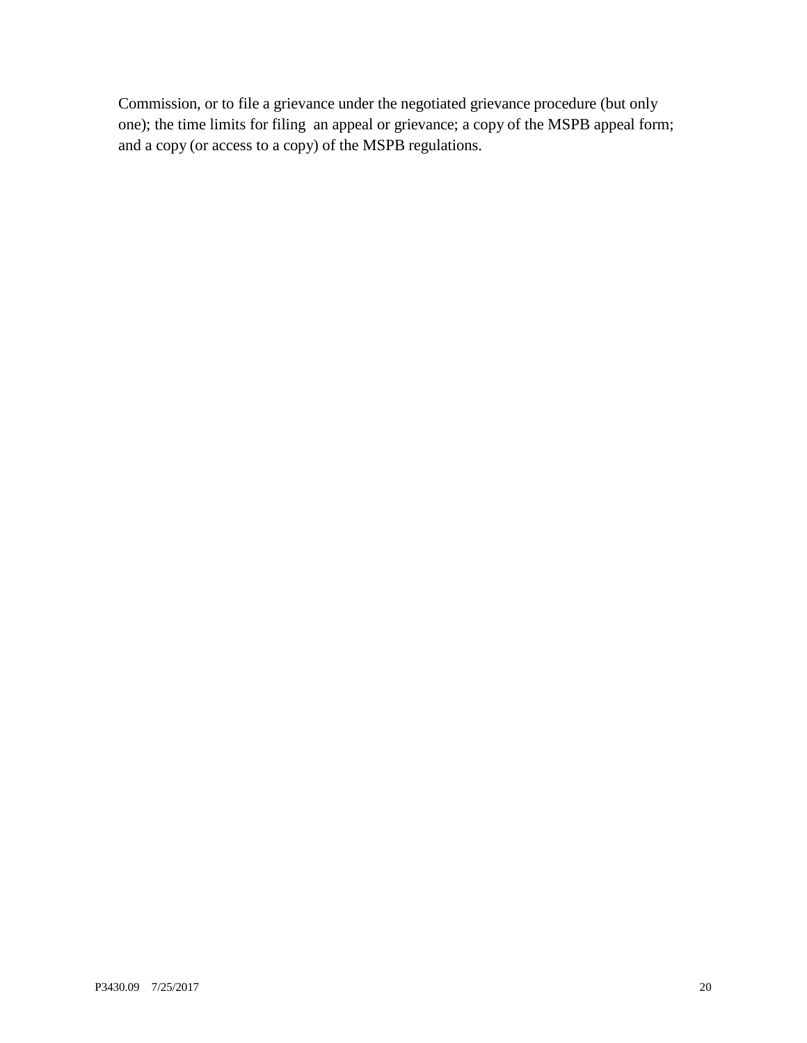Commission, or to file a grievance under the negotiated grievance procedure (but only one); the time limits for filing an appeal or grievance; a copy of the MSPB appeal form; and a copy (or access to a copy) of the MSPB regulations.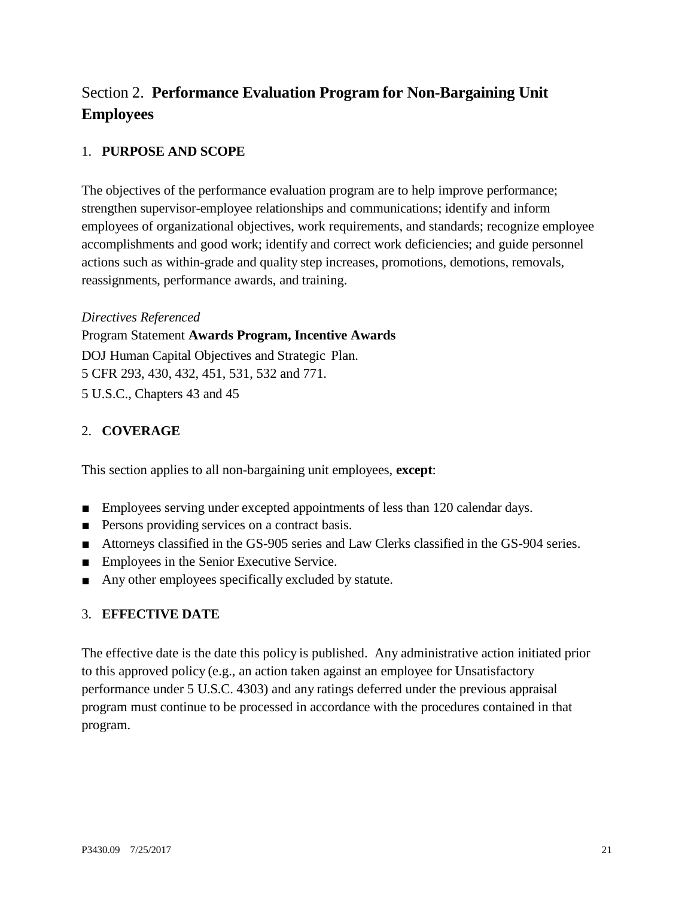## Section 2. **Performance Evaluation Program for Non-Bargaining Unit Employees**

### 1. **PURPOSE AND SCOPE**

The objectives of the performance evaluation program are to help improve performance; strengthen supervisor-employee relationships and communications; identify and inform employees of organizational objectives, work requirements, and standards; recognize employee accomplishments and good work; identify and correct work deficiencies; and guide personnel actions such as within-grade and quality step increases, promotions, demotions, removals, reassignments, performance awards, and training.

*Directives Referenced*

Program Statement **Awards Program, Incentive Awards**
DOJ Human Capital Objectives and Strategic Plan.
5 CFR 293, 430, 432, 451, 531, 532 and 771.
5 U.S.C., Chapters 43 and 45

### 2. **COVERAGE**

This section applies to all non-bargaining unit employees, **except**:

- Employees serving under excepted appointments of less than 120 calendar days.
- Persons providing services on a contract basis.
- Attorneys classified in the GS-905 series and Law Clerks classified in the GS-904 series.
- Employees in the Senior Executive Service.
- Any other employees specifically excluded by statute.

### 3. **EFFECTIVE DATE**

The effective date is the date this policy is published. Any administrative action initiated prior to this approved policy (e.g., an action taken against an employee for Unsatisfactory performance under 5 U.S.C. 4303) and any ratings deferred under the previous appraisal program must continue to be processed in accordance with the procedures contained in that program.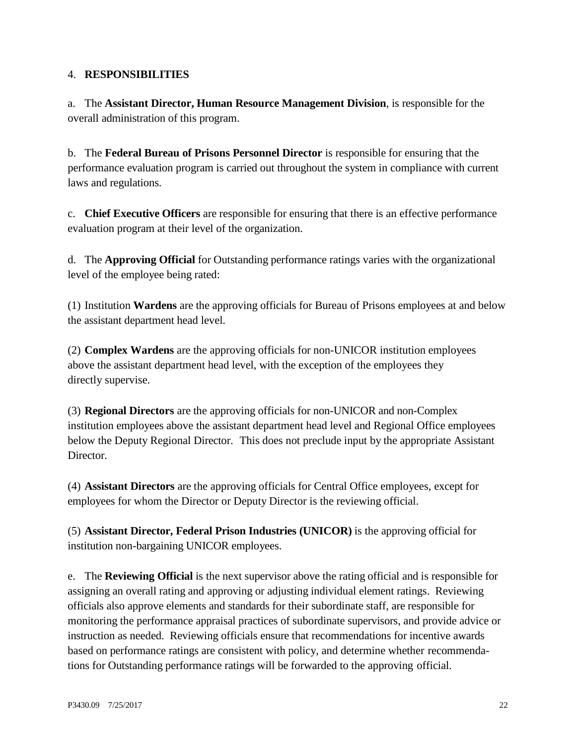## 4. **RESPONSIBILITIES**

a. The **Assistant Director, Human Resource Management Division**, is responsible for the overall administration of this program.

b. The **Federal Bureau of Prisons Personnel Director** is responsible for ensuring that the performance evaluation program is carried out throughout the system in compliance with current laws and regulations.

c. **Chief Executive Officers** are responsible for ensuring that there is an effective performance evaluation program at their level of the organization.

d. The **Approving Official** for Outstanding performance ratings varies with the organizational level of the employee being rated:

(1) Institution **Wardens** are the approving officials for Bureau of Prisons employees at and below the assistant department head level.

(2) **Complex Wardens** are the approving officials for non-UNICOR institution employees above the assistant department head level, with the exception of the employees they directly supervise.

(3) **Regional Directors** are the approving officials for non-UNICOR and non-Complex institution employees above the assistant department head level and Regional Office employees below the Deputy Regional Director. This does not preclude input by the appropriate Assistant Director.

(4) **Assistant Directors** are the approving officials for Central Office employees, except for employees for whom the Director or Deputy Director is the reviewing official.

(5) **Assistant Director, Federal Prison Industries (UNICOR)** is the approving official for institution non-bargaining UNICOR employees.

e. The **Reviewing Official** is the next supervisor above the rating official and is responsible for assigning an overall rating and approving or adjusting individual element ratings. Reviewing officials also approve elements and standards for their subordinate staff, are responsible for monitoring the performance appraisal practices of subordinate supervisors, and provide advice or instruction as needed. Reviewing officials ensure that recommendations for incentive awards based on performance ratings are consistent with policy, and determine whether recommendations for Outstanding performance ratings will be forwarded to the approving official.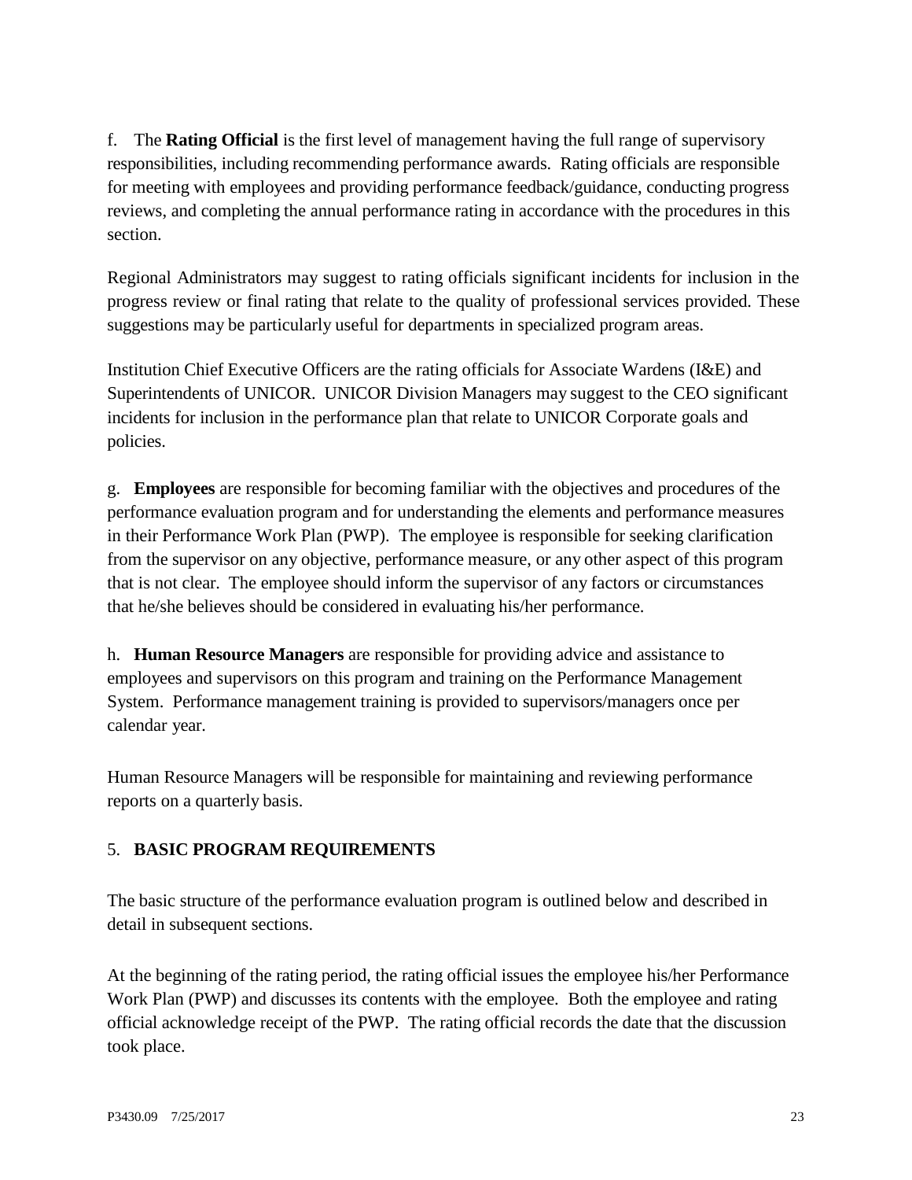f. The **Rating Official** is the first level of management having the full range of supervisory responsibilities, including recommending performance awards. Rating officials are responsible for meeting with employees and providing performance feedback/guidance, conducting progress reviews, and completing the annual performance rating in accordance with the procedures in this section.

Regional Administrators may suggest to rating officials significant incidents for inclusion in the progress review or final rating that relate to the quality of professional services provided. These suggestions may be particularly useful for departments in specialized program areas.

Institution Chief Executive Officers are the rating officials for Associate Wardens (I&E) and Superintendents of UNICOR. UNICOR Division Managers may suggest to the CEO significant incidents for inclusion in the performance plan that relate to UNICOR Corporate goals and policies.

g. **Employees** are responsible for becoming familiar with the objectives and procedures of the performance evaluation program and for understanding the elements and performance measures in their Performance Work Plan (PWP). The employee is responsible for seeking clarification from the supervisor on any objective, performance measure, or any other aspect of this program that is not clear. The employee should inform the supervisor of any factors or circumstances that he/she believes should be considered in evaluating his/her performance.

h. **Human Resource Managers** are responsible for providing advice and assistance to employees and supervisors on this program and training on the Performance Management System. Performance management training is provided to supervisors/managers once per calendar year.

Human Resource Managers will be responsible for maintaining and reviewing performance reports on a quarterly basis.

## 5. **BASIC PROGRAM REQUIREMENTS**

The basic structure of the performance evaluation program is outlined below and described in detail in subsequent sections.

At the beginning of the rating period, the rating official issues the employee his/her Performance Work Plan (PWP) and discusses its contents with the employee. Both the employee and rating official acknowledge receipt of the PWP. The rating official records the date that the discussion took place.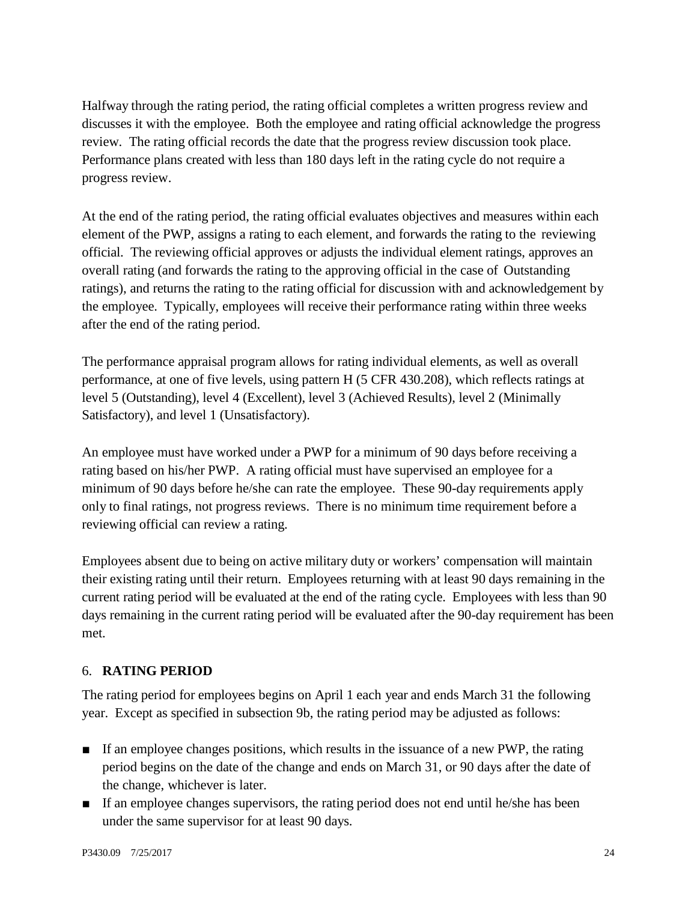Halfway through the rating period, the rating official completes a written progress review and discusses it with the employee. Both the employee and rating official acknowledge the progress review. The rating official records the date that the progress review discussion took place. Performance plans created with less than 180 days left in the rating cycle do not require a progress review.

At the end of the rating period, the rating official evaluates objectives and measures within each element of the PWP, assigns a rating to each element, and forwards the rating to the reviewing official. The reviewing official approves or adjusts the individual element ratings, approves an overall rating (and forwards the rating to the approving official in the case of Outstanding ratings), and returns the rating to the rating official for discussion with and acknowledgement by the employee. Typically, employees will receive their performance rating within three weeks after the end of the rating period.

The performance appraisal program allows for rating individual elements, as well as overall performance, at one of five levels, using pattern H (5 CFR 430.208), which reflects ratings at level 5 (Outstanding), level 4 (Excellent), level 3 (Achieved Results), level 2 (Minimally Satisfactory), and level 1 (Unsatisfactory).

An employee must have worked under a PWP for a minimum of 90 days before receiving a rating based on his/her PWP. A rating official must have supervised an employee for a minimum of 90 days before he/she can rate the employee. These 90-day requirements apply only to final ratings, not progress reviews. There is no minimum time requirement before a reviewing official can review a rating.

Employees absent due to being on active military duty or workers' compensation will maintain their existing rating until their return. Employees returning with at least 90 days remaining in the current rating period will be evaluated at the end of the rating cycle. Employees with less than 90 days remaining in the current rating period will be evaluated after the 90-day requirement has been met.

## 6. **RATING PERIOD**

The rating period for employees begins on April 1 each year and ends March 31 the following year. Except as specified in subsection 9b, the rating period may be adjusted as follows:

- If an employee changes positions, which results in the issuance of a new PWP, the rating period begins on the date of the change and ends on March 31, or 90 days after the date of the change, whichever is later.
- If an employee changes supervisors, the rating period does not end until he/she has been under the same supervisor for at least 90 days.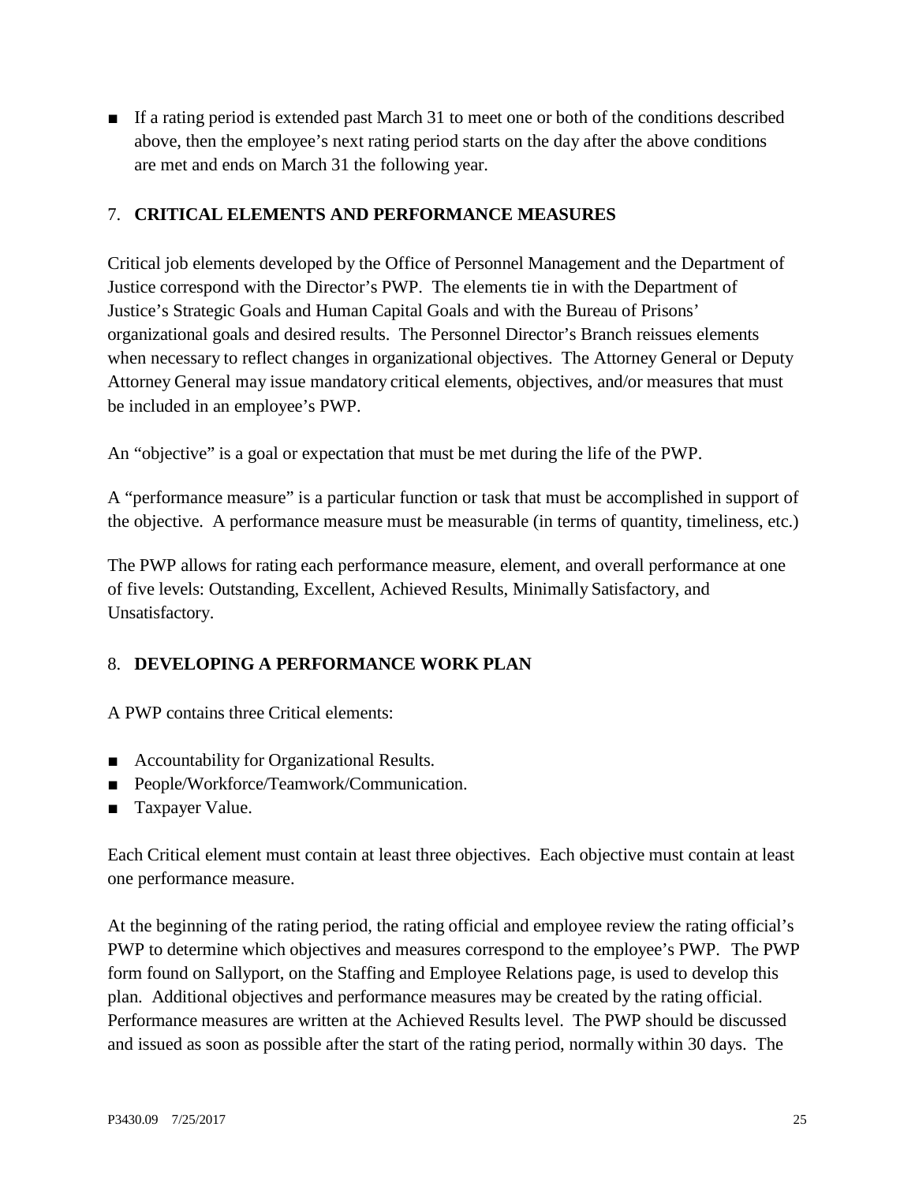- If a rating period is extended past March 31 to meet one or both of the conditions described above, then the employee's next rating period starts on the day after the above conditions are met and ends on March 31 the following year.

## 7. **CRITICAL ELEMENTS AND PERFORMANCE MEASURES**

Critical job elements developed by the Office of Personnel Management and the Department of Justice correspond with the Director's PWP. The elements tie in with the Department of Justice's Strategic Goals and Human Capital Goals and with the Bureau of Prisons' organizational goals and desired results. The Personnel Director's Branch reissues elements when necessary to reflect changes in organizational objectives. The Attorney General or Deputy Attorney General may issue mandatory critical elements, objectives, and/or measures that must be included in an employee's PWP.

An "objective" is a goal or expectation that must be met during the life of the PWP.

A "performance measure" is a particular function or task that must be accomplished in support of the objective. A performance measure must be measurable (in terms of quantity, timeliness, etc.)

The PWP allows for rating each performance measure, element, and overall performance at one of five levels: Outstanding, Excellent, Achieved Results, Minimally Satisfactory, and Unsatisfactory.

## 8. **DEVELOPING A PERFORMANCE WORK PLAN**

A PWP contains three Critical elements:

- Accountability for Organizational Results.
- People/Workforce/Teamwork/Communication.
- Taxpayer Value.

Each Critical element must contain at least three objectives. Each objective must contain at least one performance measure.

At the beginning of the rating period, the rating official and employee review the rating official's PWP to determine which objectives and measures correspond to the employee's PWP. The PWP form found on Sallyport, on the Staffing and Employee Relations page, is used to develop this plan. Additional objectives and performance measures may be created by the rating official. Performance measures are written at the Achieved Results level. The PWP should be discussed and issued as soon as possible after the start of the rating period, normally within 30 days. The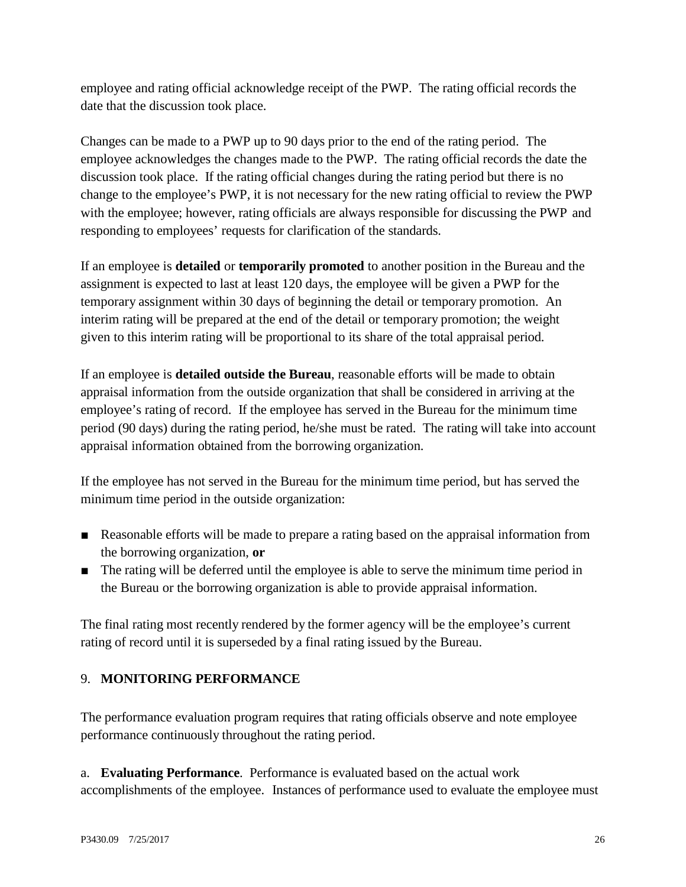employee and rating official acknowledge receipt of the PWP. The rating official records the date that the discussion took place.

Changes can be made to a PWP up to 90 days prior to the end of the rating period. The employee acknowledges the changes made to the PWP. The rating official records the date the discussion took place. If the rating official changes during the rating period but there is no change to the employee's PWP, it is not necessary for the new rating official to review the PWP with the employee; however, rating officials are always responsible for discussing the PWP and responding to employees' requests for clarification of the standards.

If an employee is **detailed** or **temporarily promoted** to another position in the Bureau and the assignment is expected to last at least 120 days, the employee will be given a PWP for the temporary assignment within 30 days of beginning the detail or temporary promotion. An interim rating will be prepared at the end of the detail or temporary promotion; the weight given to this interim rating will be proportional to its share of the total appraisal period.

If an employee is **detailed outside the Bureau**, reasonable efforts will be made to obtain appraisal information from the outside organization that shall be considered in arriving at the employee's rating of record. If the employee has served in the Bureau for the minimum time period (90 days) during the rating period, he/she must be rated. The rating will take into account appraisal information obtained from the borrowing organization.

If the employee has not served in the Bureau for the minimum time period, but has served the minimum time period in the outside organization:

- Reasonable efforts will be made to prepare a rating based on the appraisal information from the borrowing organization, **or**
- The rating will be deferred until the employee is able to serve the minimum time period in the Bureau or the borrowing organization is able to provide appraisal information.

The final rating most recently rendered by the former agency will be the employee's current rating of record until it is superseded by a final rating issued by the Bureau.

## 9. MONITORING PERFORMANCE

The performance evaluation program requires that rating officials observe and note employee performance continuously throughout the rating period.

a. **Evaluating Performance**. Performance is evaluated based on the actual work accomplishments of the employee. Instances of performance used to evaluate the employee must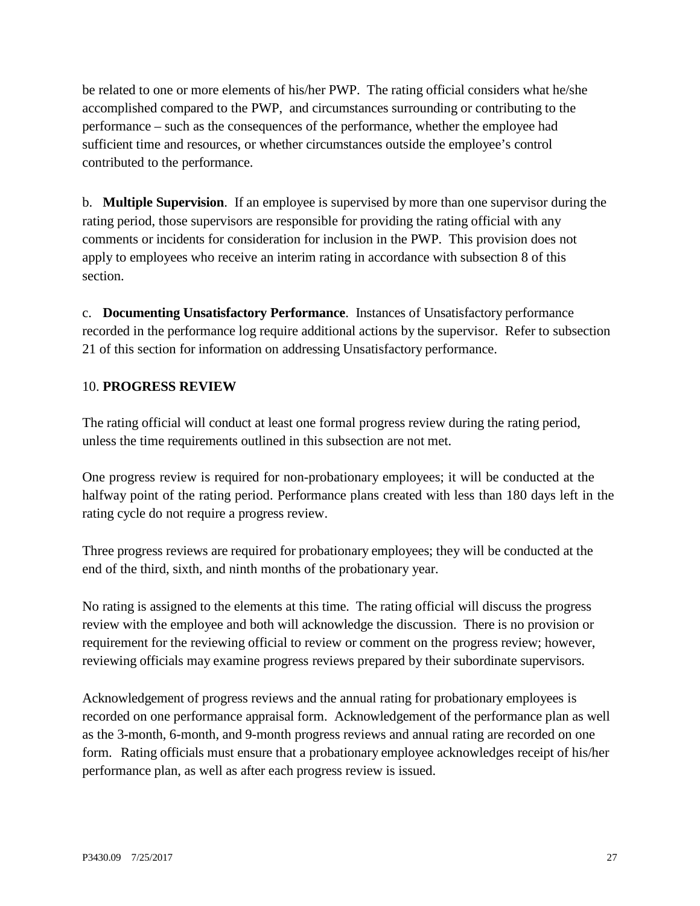be related to one or more elements of his/her PWP. The rating official considers what he/she accomplished compared to the PWP, and circumstances surrounding or contributing to the performance – such as the consequences of the performance, whether the employee had sufficient time and resources, or whether circumstances outside the employee's control contributed to the performance.

b. **Multiple Supervision**. If an employee is supervised by more than one supervisor during the rating period, those supervisors are responsible for providing the rating official with any comments or incidents for consideration for inclusion in the PWP. This provision does not apply to employees who receive an interim rating in accordance with subsection 8 of this section.

c. **Documenting Unsatisfactory Performance**. Instances of Unsatisfactory performance recorded in the performance log require additional actions by the supervisor. Refer to subsection 21 of this section for information on addressing Unsatisfactory performance.

## 10. **PROGRESS REVIEW**

The rating official will conduct at least one formal progress review during the rating period, unless the time requirements outlined in this subsection are not met.

One progress review is required for non-probationary employees; it will be conducted at the halfway point of the rating period. Performance plans created with less than 180 days left in the rating cycle do not require a progress review.

Three progress reviews are required for probationary employees; they will be conducted at the end of the third, sixth, and ninth months of the probationary year.

No rating is assigned to the elements at this time. The rating official will discuss the progress review with the employee and both will acknowledge the discussion. There is no provision or requirement for the reviewing official to review or comment on the progress review; however, reviewing officials may examine progress reviews prepared by their subordinate supervisors.

Acknowledgement of progress reviews and the annual rating for probationary employees is recorded on one performance appraisal form. Acknowledgement of the performance plan as well as the 3-month, 6-month, and 9-month progress reviews and annual rating are recorded on one form. Rating officials must ensure that a probationary employee acknowledges receipt of his/her performance plan, as well as after each progress review is issued.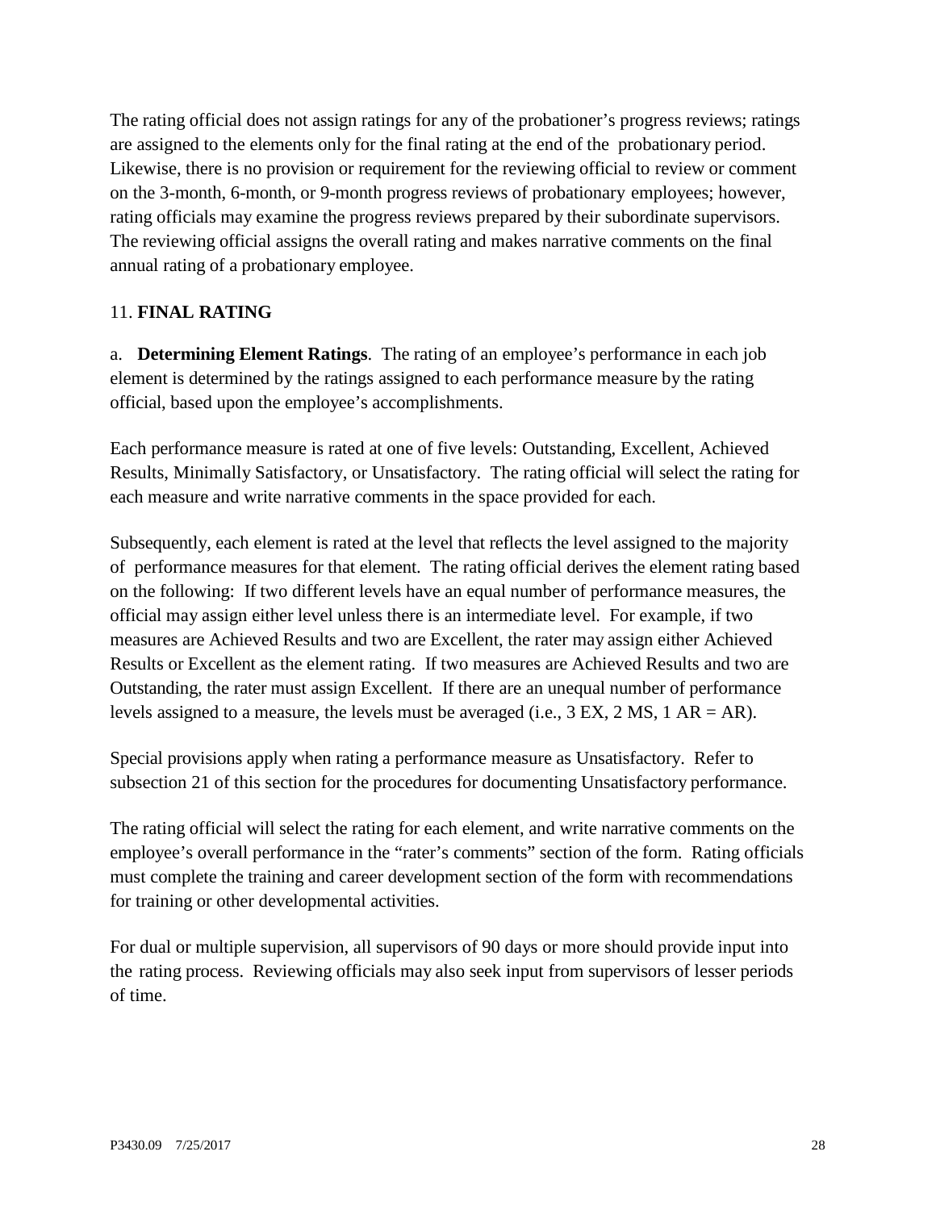The rating official does not assign ratings for any of the probationer's progress reviews; ratings are assigned to the elements only for the final rating at the end of the probationary period. Likewise, there is no provision or requirement for the reviewing official to review or comment on the 3-month, 6-month, or 9-month progress reviews of probationary employees; however, rating officials may examine the progress reviews prepared by their subordinate supervisors. The reviewing official assigns the overall rating and makes narrative comments on the final annual rating of a probationary employee.

## 11. **FINAL RATING**

a. **Determining Element Ratings**. The rating of an employee's performance in each job element is determined by the ratings assigned to each performance measure by the rating official, based upon the employee's accomplishments.

Each performance measure is rated at one of five levels: Outstanding, Excellent, Achieved Results, Minimally Satisfactory, or Unsatisfactory. The rating official will select the rating for each measure and write narrative comments in the space provided for each.

Subsequently, each element is rated at the level that reflects the level assigned to the majority of performance measures for that element. The rating official derives the element rating based on the following: If two different levels have an equal number of performance measures, the official may assign either level unless there is an intermediate level. For example, if two measures are Achieved Results and two are Excellent, the rater may assign either Achieved Results or Excellent as the element rating. If two measures are Achieved Results and two are Outstanding, the rater must assign Excellent. If there are an unequal number of performance levels assigned to a measure, the levels must be averaged (i.e., 3 EX, 2 MS, 1 AR = AR).

Special provisions apply when rating a performance measure as Unsatisfactory. Refer to subsection 21 of this section for the procedures for documenting Unsatisfactory performance.

The rating official will select the rating for each element, and write narrative comments on the employee's overall performance in the "rater's comments" section of the form. Rating officials must complete the training and career development section of the form with recommendations for training or other developmental activities.

For dual or multiple supervision, all supervisors of 90 days or more should provide input into the rating process. Reviewing officials may also seek input from supervisors of lesser periods of time.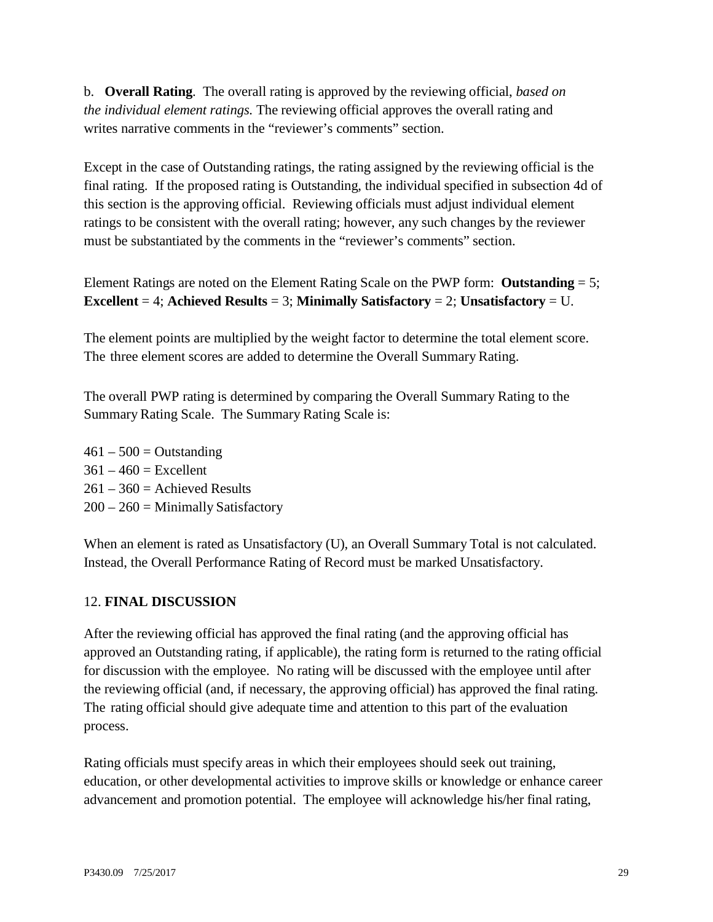b. **Overall Rating**. The overall rating is approved by the reviewing official, *based on the individual element ratings.* The reviewing official approves the overall rating and writes narrative comments in the "reviewer's comments" section.

Except in the case of Outstanding ratings, the rating assigned by the reviewing official is the final rating. If the proposed rating is Outstanding, the individual specified in subsection 4d of this section is the approving official. Reviewing officials must adjust individual element ratings to be consistent with the overall rating; however, any such changes by the reviewer must be substantiated by the comments in the "reviewer's comments" section.

Element Ratings are noted on the Element Rating Scale on the PWP form: **Outstanding** = 5; **Excellent** = 4; **Achieved Results** = 3; **Minimally Satisfactory** = 2; **Unsatisfactory** = U.

The element points are multiplied by the weight factor to determine the total element score. The three element scores are added to determine the Overall Summary Rating.

The overall PWP rating is determined by comparing the Overall Summary Rating to the Summary Rating Scale. The Summary Rating Scale is:

461 – 500 = Outstanding
361 – 460 = Excellent
261 – 360 = Achieved Results
200 – 260 = Minimally Satisfactory

When an element is rated as Unsatisfactory (U), an Overall Summary Total is not calculated. Instead, the Overall Performance Rating of Record must be marked Unsatisfactory.

## 12. FINAL DISCUSSION

After the reviewing official has approved the final rating (and the approving official has approved an Outstanding rating, if applicable), the rating form is returned to the rating official for discussion with the employee. No rating will be discussed with the employee until after the reviewing official (and, if necessary, the approving official) has approved the final rating. The rating official should give adequate time and attention to this part of the evaluation process.

Rating officials must specify areas in which their employees should seek out training, education, or other developmental activities to improve skills or knowledge or enhance career advancement and promotion potential. The employee will acknowledge his/her final rating,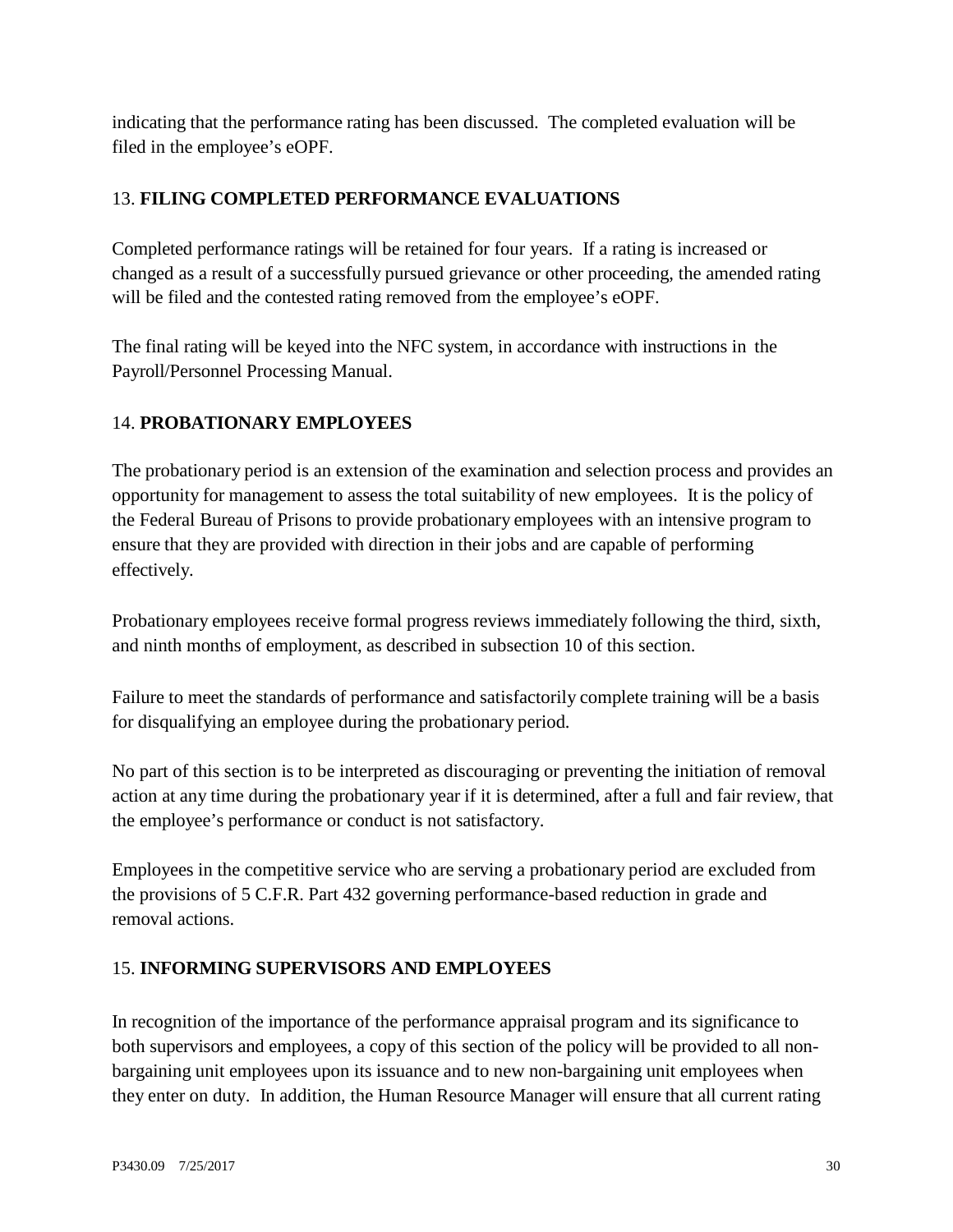indicating that the performance rating has been discussed. The completed evaluation will be filed in the employee's eOPF.

## 13. **FILING COMPLETED PERFORMANCE EVALUATIONS**

Completed performance ratings will be retained for four years. If a rating is increased or changed as a result of a successfully pursued grievance or other proceeding, the amended rating will be filed and the contested rating removed from the employee's eOPF.

The final rating will be keyed into the NFC system, in accordance with instructions in the Payroll/Personnel Processing Manual.

## 14. **PROBATIONARY EMPLOYEES**

The probationary period is an extension of the examination and selection process and provides an opportunity for management to assess the total suitability of new employees. It is the policy of the Federal Bureau of Prisons to provide probationary employees with an intensive program to ensure that they are provided with direction in their jobs and are capable of performing effectively.

Probationary employees receive formal progress reviews immediately following the third, sixth, and ninth months of employment, as described in subsection 10 of this section.

Failure to meet the standards of performance and satisfactorily complete training will be a basis for disqualifying an employee during the probationary period.

No part of this section is to be interpreted as discouraging or preventing the initiation of removal action at any time during the probationary year if it is determined, after a full and fair review, that the employee's performance or conduct is not satisfactory.

Employees in the competitive service who are serving a probationary period are excluded from the provisions of 5 C.F.R. Part 432 governing performance-based reduction in grade and removal actions.

## 15. **INFORMING SUPERVISORS AND EMPLOYEES**

In recognition of the importance of the performance appraisal program and its significance to both supervisors and employees, a copy of this section of the policy will be provided to all non-bargaining unit employees upon its issuance and to new non-bargaining unit employees when they enter on duty. In addition, the Human Resource Manager will ensure that all current rating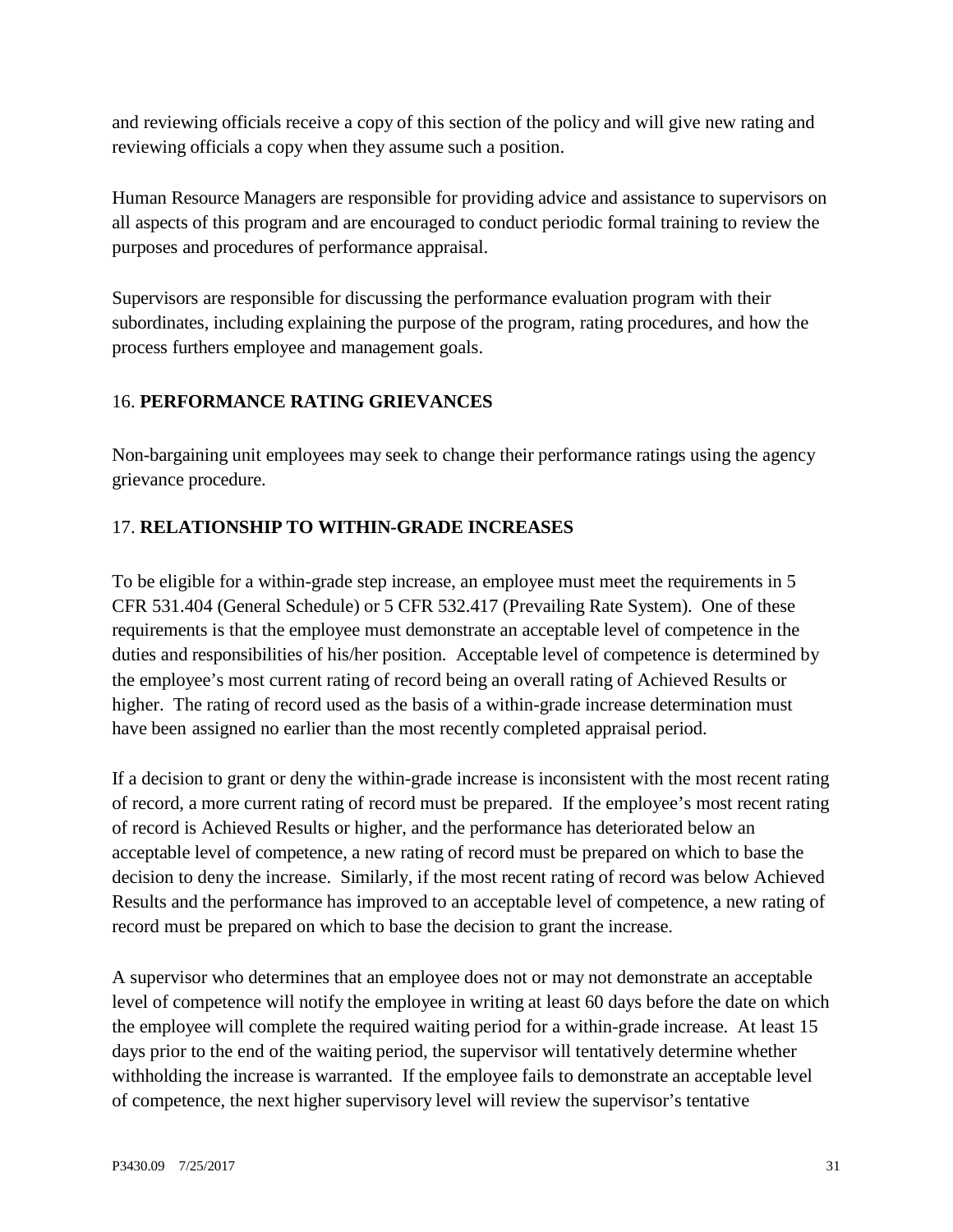and reviewing officials receive a copy of this section of the policy and will give new rating and reviewing officials a copy when they assume such a position.

Human Resource Managers are responsible for providing advice and assistance to supervisors on all aspects of this program and are encouraged to conduct periodic formal training to review the purposes and procedures of performance appraisal.

Supervisors are responsible for discussing the performance evaluation program with their subordinates, including explaining the purpose of the program, rating procedures, and how the process furthers employee and management goals.

## 16. **PERFORMANCE RATING GRIEVANCES**

Non-bargaining unit employees may seek to change their performance ratings using the agency grievance procedure.

## 17. **RELATIONSHIP TO WITHIN-GRADE INCREASES**

To be eligible for a within-grade step increase, an employee must meet the requirements in 5 CFR 531.404 (General Schedule) or 5 CFR 532.417 (Prevailing Rate System). One of these requirements is that the employee must demonstrate an acceptable level of competence in the duties and responsibilities of his/her position. Acceptable level of competence is determined by the employee's most current rating of record being an overall rating of Achieved Results or higher. The rating of record used as the basis of a within-grade increase determination must have been assigned no earlier than the most recently completed appraisal period.

If a decision to grant or deny the within-grade increase is inconsistent with the most recent rating of record, a more current rating of record must be prepared. If the employee's most recent rating of record is Achieved Results or higher, and the performance has deteriorated below an acceptable level of competence, a new rating of record must be prepared on which to base the decision to deny the increase. Similarly, if the most recent rating of record was below Achieved Results and the performance has improved to an acceptable level of competence, a new rating of record must be prepared on which to base the decision to grant the increase.

A supervisor who determines that an employee does not or may not demonstrate an acceptable level of competence will notify the employee in writing at least 60 days before the date on which the employee will complete the required waiting period for a within-grade increase. At least 15 days prior to the end of the waiting period, the supervisor will tentatively determine whether withholding the increase is warranted. If the employee fails to demonstrate an acceptable level of competence, the next higher supervisory level will review the supervisor's tentative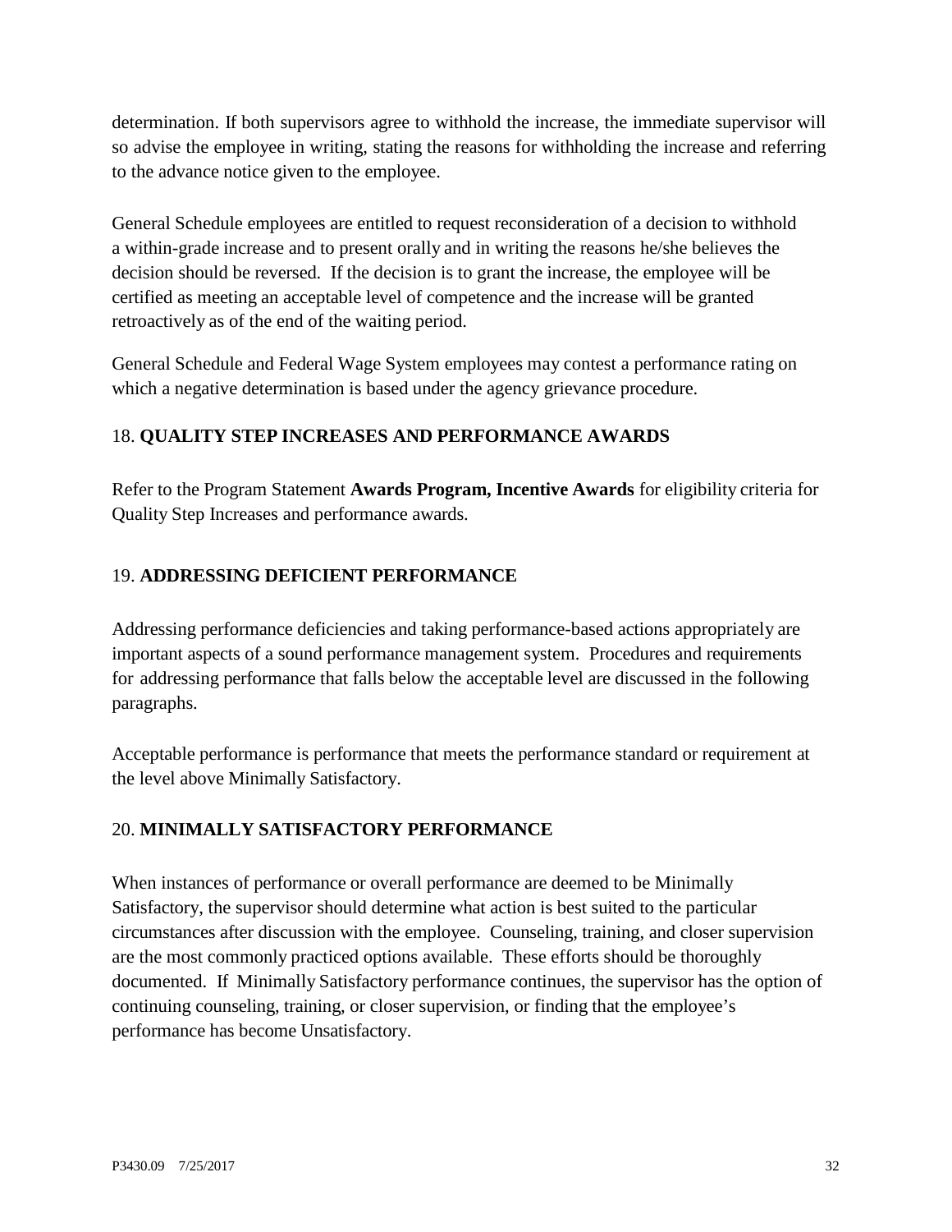determination. If both supervisors agree to withhold the increase, the immediate supervisor will so advise the employee in writing, stating the reasons for withholding the increase and referring to the advance notice given to the employee.

General Schedule employees are entitled to request reconsideration of a decision to withhold a within-grade increase and to present orally and in writing the reasons he/she believes the decision should be reversed. If the decision is to grant the increase, the employee will be certified as meeting an acceptable level of competence and the increase will be granted retroactively as of the end of the waiting period.

General Schedule and Federal Wage System employees may contest a performance rating on which a negative determination is based under the agency grievance procedure.

## 18. **QUALITY STEP INCREASES AND PERFORMANCE AWARDS**

Refer to the Program Statement **Awards Program, Incentive Awards** for eligibility criteria for Quality Step Increases and performance awards.

## 19. **ADDRESSING DEFICIENT PERFORMANCE**

Addressing performance deficiencies and taking performance-based actions appropriately are important aspects of a sound performance management system. Procedures and requirements for addressing performance that falls below the acceptable level are discussed in the following paragraphs.

Acceptable performance is performance that meets the performance standard or requirement at the level above Minimally Satisfactory.

## 20. **MINIMALLY SATISFACTORY PERFORMANCE**

When instances of performance or overall performance are deemed to be Minimally Satisfactory, the supervisor should determine what action is best suited to the particular circumstances after discussion with the employee. Counseling, training, and closer supervision are the most commonly practiced options available. These efforts should be thoroughly documented. If Minimally Satisfactory performance continues, the supervisor has the option of continuing counseling, training, or closer supervision, or finding that the employee's performance has become Unsatisfactory.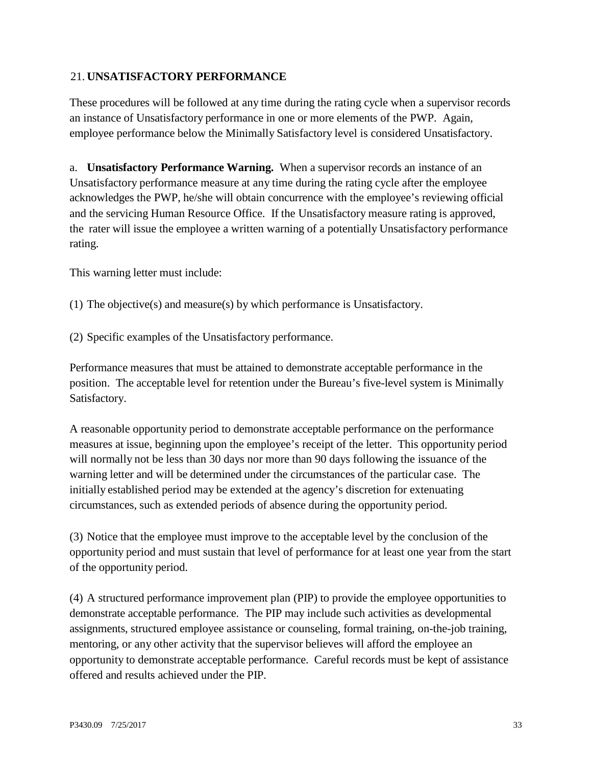## 21. UNSATISFACTORY PERFORMANCE

These procedures will be followed at any time during the rating cycle when a supervisor records an instance of Unsatisfactory performance in one or more elements of the PWP. Again, employee performance below the Minimally Satisfactory level is considered Unsatisfactory.

a. **Unsatisfactory Performance Warning.** When a supervisor records an instance of an Unsatisfactory performance measure at any time during the rating cycle after the employee acknowledges the PWP, he/she will obtain concurrence with the employee's reviewing official and the servicing Human Resource Office. If the Unsatisfactory measure rating is approved, the rater will issue the employee a written warning of a potentially Unsatisfactory performance rating.

This warning letter must include:

(1) The objective(s) and measure(s) by which performance is Unsatisfactory.

(2) Specific examples of the Unsatisfactory performance.

Performance measures that must be attained to demonstrate acceptable performance in the position. The acceptable level for retention under the Bureau's five-level system is Minimally Satisfactory.

A reasonable opportunity period to demonstrate acceptable performance on the performance measures at issue, beginning upon the employee's receipt of the letter. This opportunity period will normally not be less than 30 days nor more than 90 days following the issuance of the warning letter and will be determined under the circumstances of the particular case. The initially established period may be extended at the agency's discretion for extenuating circumstances, such as extended periods of absence during the opportunity period.

(3) Notice that the employee must improve to the acceptable level by the conclusion of the opportunity period and must sustain that level of performance for at least one year from the start of the opportunity period.

(4) A structured performance improvement plan (PIP) to provide the employee opportunities to demonstrate acceptable performance. The PIP may include such activities as developmental assignments, structured employee assistance or counseling, formal training, on-the-job training, mentoring, or any other activity that the supervisor believes will afford the employee an opportunity to demonstrate acceptable performance. Careful records must be kept of assistance offered and results achieved under the PIP.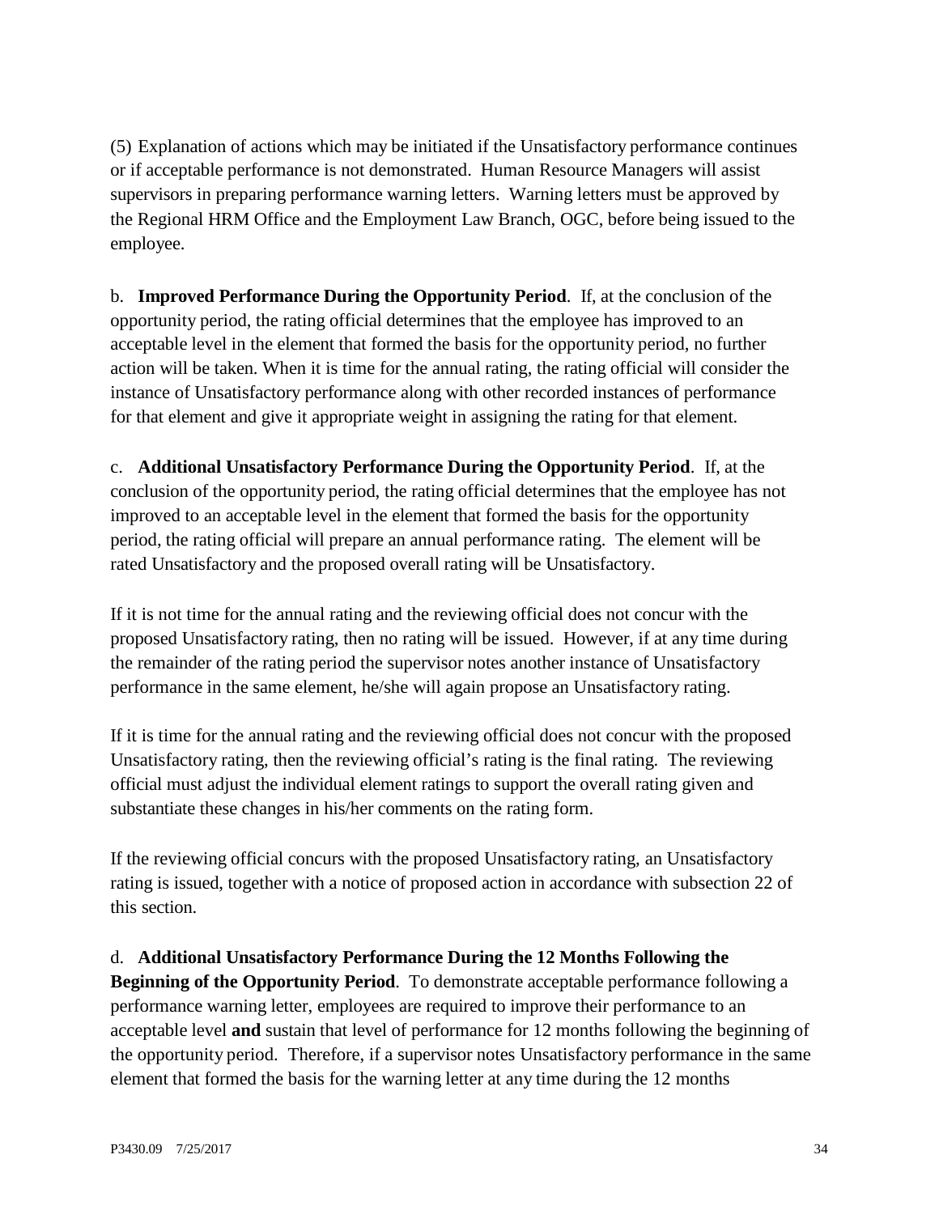(5) Explanation of actions which may be initiated if the Unsatisfactory performance continues or if acceptable performance is not demonstrated. Human Resource Managers will assist supervisors in preparing performance warning letters. Warning letters must be approved by the Regional HRM Office and the Employment Law Branch, OGC, before being issued to the employee.

b. **Improved Performance During the Opportunity Period**. If, at the conclusion of the opportunity period, the rating official determines that the employee has improved to an acceptable level in the element that formed the basis for the opportunity period, no further action will be taken. When it is time for the annual rating, the rating official will consider the instance of Unsatisfactory performance along with other recorded instances of performance for that element and give it appropriate weight in assigning the rating for that element.

c. **Additional Unsatisfactory Performance During the Opportunity Period**. If, at the conclusion of the opportunity period, the rating official determines that the employee has not improved to an acceptable level in the element that formed the basis for the opportunity period, the rating official will prepare an annual performance rating. The element will be rated Unsatisfactory and the proposed overall rating will be Unsatisfactory.

If it is not time for the annual rating and the reviewing official does not concur with the proposed Unsatisfactory rating, then no rating will be issued. However, if at any time during the remainder of the rating period the supervisor notes another instance of Unsatisfactory performance in the same element, he/she will again propose an Unsatisfactory rating.

If it is time for the annual rating and the reviewing official does not concur with the proposed Unsatisfactory rating, then the reviewing official's rating is the final rating. The reviewing official must adjust the individual element ratings to support the overall rating given and substantiate these changes in his/her comments on the rating form.

If the reviewing official concurs with the proposed Unsatisfactory rating, an Unsatisfactory rating is issued, together with a notice of proposed action in accordance with subsection 22 of this section.

d. **Additional Unsatisfactory Performance During the 12 Months Following the Beginning of the Opportunity Period**. To demonstrate acceptable performance following a performance warning letter, employees are required to improve their performance to an acceptable level **and** sustain that level of performance for 12 months following the beginning of the opportunity period. Therefore, if a supervisor notes Unsatisfactory performance in the same element that formed the basis for the warning letter at any time during the 12 months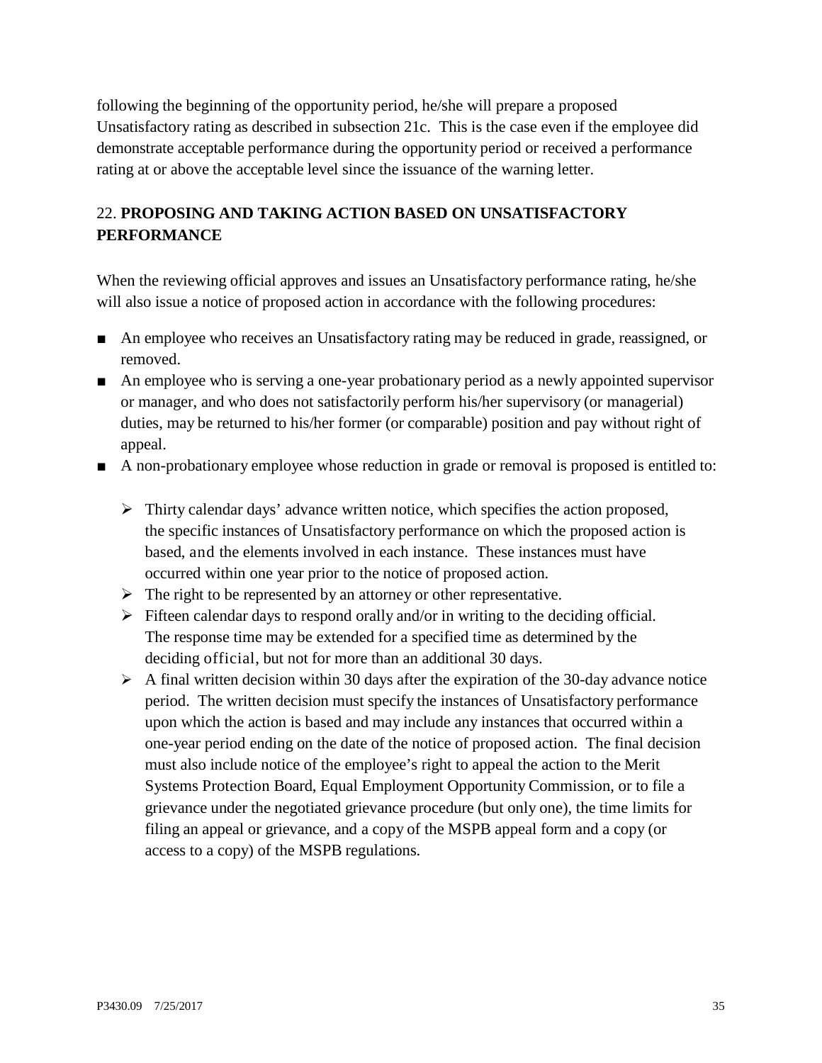following the beginning of the opportunity period, he/she will prepare a proposed Unsatisfactory rating as described in subsection 21c. This is the case even if the employee did demonstrate acceptable performance during the opportunity period or received a performance rating at or above the acceptable level since the issuance of the warning letter.

## 22. PROPOSING AND TAKING ACTION BASED ON UNSATISFACTORY PERFORMANCE

When the reviewing official approves and issues an Unsatisfactory performance rating, he/she will also issue a notice of proposed action in accordance with the following procedures:

- An employee who receives an Unsatisfactory rating may be reduced in grade, reassigned, or removed.
- An employee who is serving a one-year probationary period as a newly appointed supervisor or manager, and who does not satisfactorily perform his/her supervisory (or managerial) duties, may be returned to his/her former (or comparable) position and pay without right of appeal.
- A non-probationary employee whose reduction in grade or removal is proposed is entitled to:
  - Thirty calendar days' advance written notice, which specifies the action proposed, the specific instances of Unsatisfactory performance on which the proposed action is based, and the elements involved in each instance. These instances must have occurred within one year prior to the notice of proposed action.
  - The right to be represented by an attorney or other representative.
  - Fifteen calendar days to respond orally and/or in writing to the deciding official. The response time may be extended for a specified time as determined by the deciding official, but not for more than an additional 30 days.
  - A final written decision within 30 days after the expiration of the 30-day advance notice period. The written decision must specify the instances of Unsatisfactory performance upon which the action is based and may include any instances that occurred within a one-year period ending on the date of the notice of proposed action. The final decision must also include notice of the employee's right to appeal the action to the Merit Systems Protection Board, Equal Employment Opportunity Commission, or to file a grievance under the negotiated grievance procedure (but only one), the time limits for filing an appeal or grievance, and a copy of the MSPB appeal form and a copy (or access to a copy) of the MSPB regulations.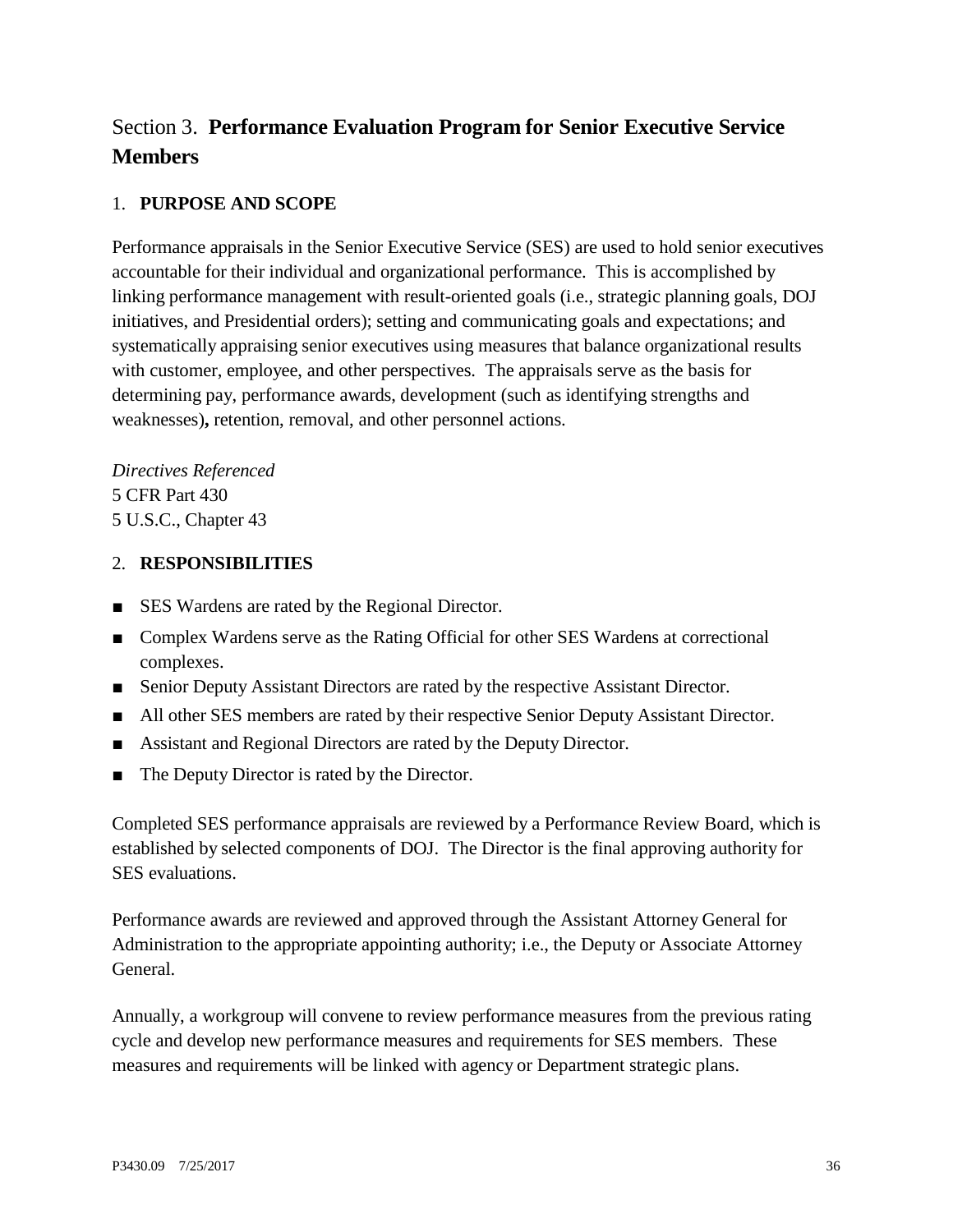# Section 3. **Performance Evaluation Program for Senior Executive Service Members**

## 1. **PURPOSE AND SCOPE**

Performance appraisals in the Senior Executive Service (SES) are used to hold senior executives accountable for their individual and organizational performance. This is accomplished by linking performance management with result-oriented goals (i.e., strategic planning goals, DOJ initiatives, and Presidential orders); setting and communicating goals and expectations; and systematically appraising senior executives using measures that balance organizational results with customer, employee, and other perspectives. The appraisals serve as the basis for determining pay, performance awards, development (such as identifying strengths and weaknesses)**,** retention, removal, and other personnel actions.

*Directives Referenced*
5 CFR Part 430
5 U.S.C., Chapter 43

## 2. **RESPONSIBILITIES**

- SES Wardens are rated by the Regional Director.
- Complex Wardens serve as the Rating Official for other SES Wardens at correctional complexes.
- Senior Deputy Assistant Directors are rated by the respective Assistant Director.
- All other SES members are rated by their respective Senior Deputy Assistant Director.
- Assistant and Regional Directors are rated by the Deputy Director.
- The Deputy Director is rated by the Director.

Completed SES performance appraisals are reviewed by a Performance Review Board, which is established by selected components of DOJ. The Director is the final approving authority for SES evaluations.

Performance awards are reviewed and approved through the Assistant Attorney General for Administration to the appropriate appointing authority; i.e., the Deputy or Associate Attorney General.

Annually, a workgroup will convene to review performance measures from the previous rating cycle and develop new performance measures and requirements for SES members. These measures and requirements will be linked with agency or Department strategic plans.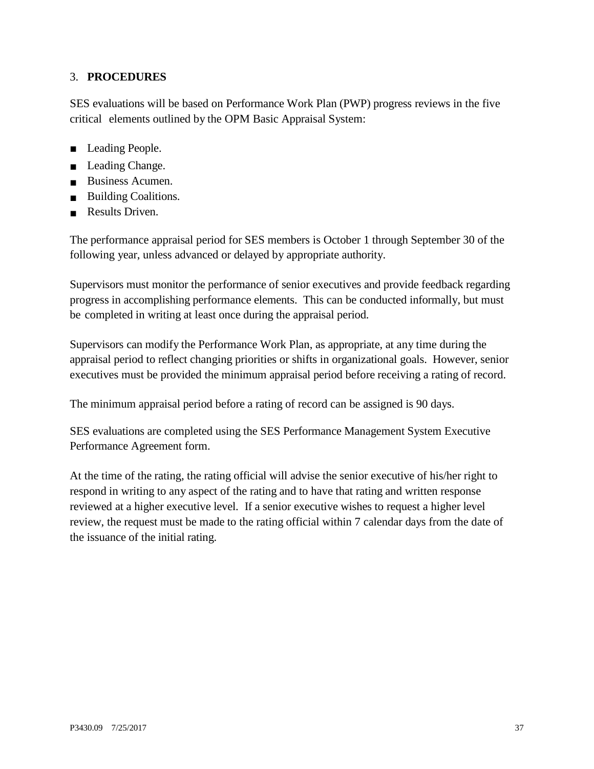## 3. **PROCEDURES**

SES evaluations will be based on Performance Work Plan (PWP) progress reviews in the five critical elements outlined by the OPM Basic Appraisal System:

- Leading People.
- Leading Change.
- Business Acumen.
- Building Coalitions.
- Results Driven.

The performance appraisal period for SES members is October 1 through September 30 of the following year, unless advanced or delayed by appropriate authority.

Supervisors must monitor the performance of senior executives and provide feedback regarding progress in accomplishing performance elements. This can be conducted informally, but must be completed in writing at least once during the appraisal period.

Supervisors can modify the Performance Work Plan, as appropriate, at any time during the appraisal period to reflect changing priorities or shifts in organizational goals. However, senior executives must be provided the minimum appraisal period before receiving a rating of record.

The minimum appraisal period before a rating of record can be assigned is 90 days.

SES evaluations are completed using the SES Performance Management System Executive Performance Agreement form.

At the time of the rating, the rating official will advise the senior executive of his/her right to respond in writing to any aspect of the rating and to have that rating and written response reviewed at a higher executive level. If a senior executive wishes to request a higher level review, the request must be made to the rating official within 7 calendar days from the date of the issuance of the initial rating.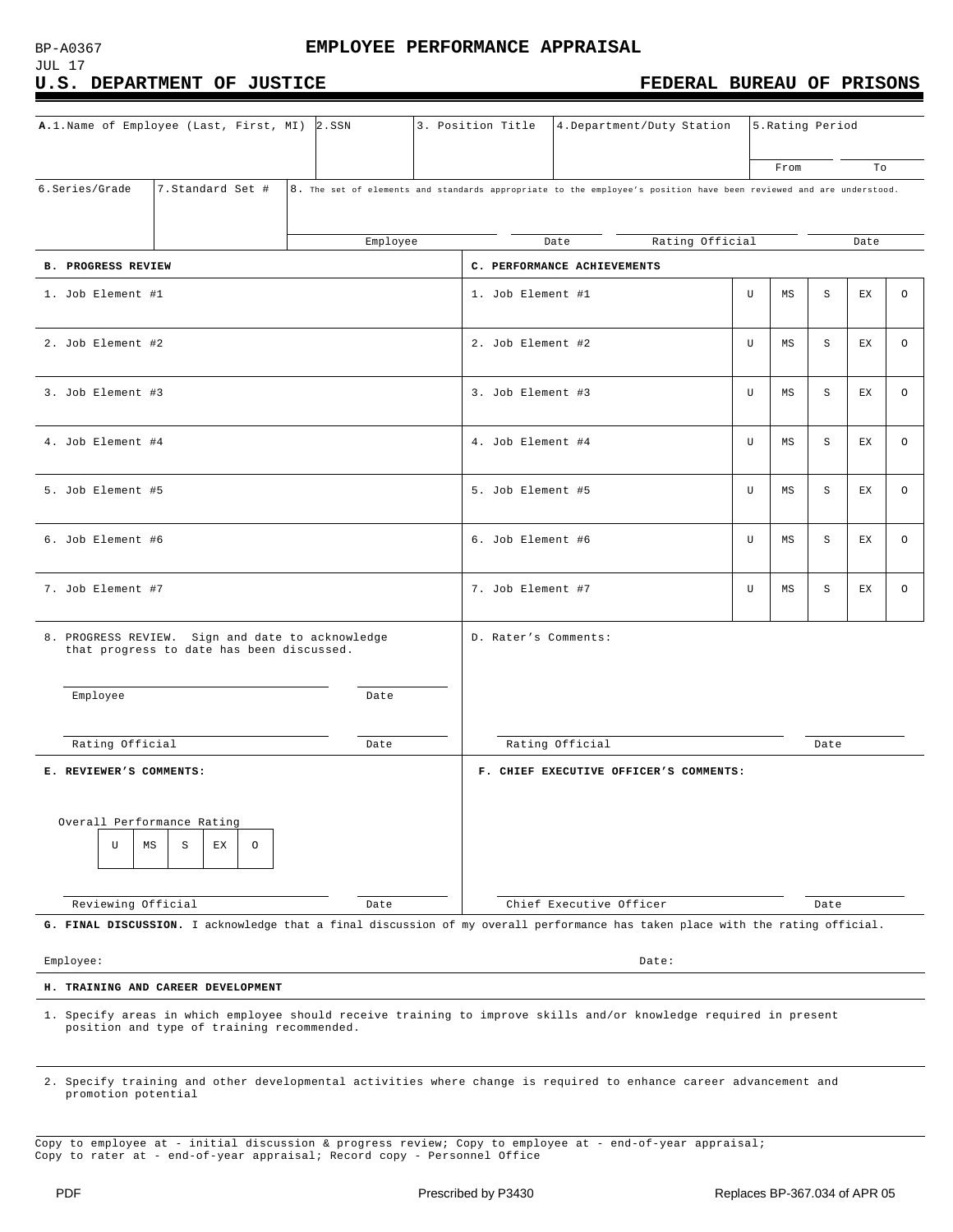BP-A0367
JUL 17

# EMPLOYEE PERFORMANCE APPRAISAL

**U.S. DEPARTMENT OF JUSTICE** — **FEDERAL BUREAU OF PRISONS**

| **A.**1.Name of Employee (Last, First, MI) | 2.SSN | 3. Position Title | 4.Department/Duty Station | 5.Rating Period | |
|---|---|---|---|---|---|
| | | | | From | To |

| 6.Series/Grade | 7.Standard Set # | 8. The set of elements and standards appropriate to the employee's position have been reviewed and are understood. | | | |
|---|---|---|---|---|---|
| | | Employee | Date | Rating Official | Date |

| **B. PROGRESS REVIEW** | **C. PERFORMANCE ACHIEVEMENTS** | | | | | |
|---|---|---|---|---|---|---|
| 1. Job Element #1 | 1. Job Element #1 | U | MS | S | EX | O |
| 2. Job Element #2 | 2. Job Element #2 | U | MS | S | EX | O |
| 3. Job Element #3 | 3. Job Element #3 | U | MS | S | EX | O |
| 4. Job Element #4 | 4. Job Element #4 | U | MS | S | EX | O |
| 5. Job Element #5 | 5. Job Element #5 | U | MS | S | EX | O |
| 6. Job Element #6 | 6. Job Element #6 | U | MS | S | EX | O |
| 7. Job Element #7 | 7. Job Element #7 | U | MS | S | EX | O |

8. PROGRESS REVIEW. Sign and date to acknowledge that progress to date has been discussed.

Employee _______________ Date _______

Rating Official _______________ Date _______

D. Rater's Comments:

Rating Official _______________ Date _______

**E. REVIEWER'S COMMENTS:**

Overall Performance Rating

| U | MS | S | EX | O |
|---|---|---|---|---|

Reviewing Official _______________ Date _______

**F. CHIEF EXECUTIVE OFFICER'S COMMENTS:**

Chief Executive Officer _______________ Date _______

**G. FINAL DISCUSSION.** I acknowledge that a final discussion of my overall performance has taken place with the rating official.

Employee: _______________ Date: _______

**H. TRAINING AND CAREER DEVELOPMENT**

1. Specify areas in which employee should receive training to improve skills and/or knowledge required in present position and type of training recommended.

2. Specify training and other developmental activities where change is required to enhance career advancement and promotion potential

Copy to employee at - initial discussion & progress review; Copy to employee at - end-of-year appraisal;
Copy to rater at - end-of-year appraisal; Record copy - Personnel Office

PDF — Prescribed by P3430 — Replaces BP-367.034 of APR 05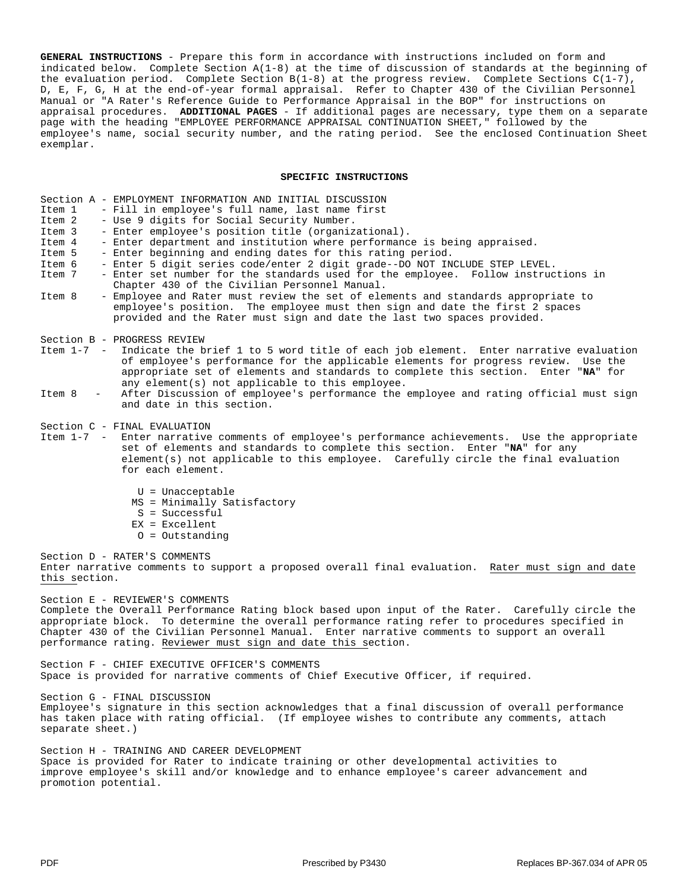**GENERAL INSTRUCTIONS** - Prepare this form in accordance with instructions included on form and indicated below. Complete Section A(1-8) at the time of discussion of standards at the beginning of the evaluation period. Complete Section B(1-8) at the progress review. Complete Sections C(1-7), D, E, F, G, H at the end-of-year formal appraisal. Refer to Chapter 430 of the Civilian Personnel Manual or "A Rater's Reference Guide to Performance Appraisal in the BOP" for instructions on appraisal procedures. **ADDITIONAL PAGES** - If additional pages are necessary, type them on a separate page with the heading "EMPLOYEE PERFORMANCE APPRAISAL CONTINUATION SHEET," followed by the employee's name, social security number, and the rating period. See the enclosed Continuation Sheet exemplar.

## SPECIFIC INSTRUCTIONS

Section A - EMPLOYMENT INFORMATION AND INITIAL DISCUSSION

- Item 1 - Fill in employee's full name, last name first
- Item 2 - Use 9 digits for Social Security Number.
- Item 3 - Enter employee's position title (organizational).
- Item 4 - Enter department and institution where performance is being appraised.
- Item 5 - Enter beginning and ending dates for this rating period.
- Item 6 - Enter 5 digit series code/enter 2 digit grade--DO NOT INCLUDE STEP LEVEL.
- Item 7 - Enter set number for the standards used for the employee. Follow instructions in Chapter 430 of the Civilian Personnel Manual.
- Item 8 - Employee and Rater must review the set of elements and standards appropriate to employee's position. The employee must then sign and date the first 2 spaces provided and the Rater must sign and date the last two spaces provided.

Section B - PROGRESS REVIEW

- Item 1-7 - Indicate the brief 1 to 5 word title of each job element. Enter narrative evaluation of employee's performance for the applicable elements for progress review. Use the appropriate set of elements and standards to complete this section. Enter "**NA**" for any element(s) not applicable to this employee.
- Item 8 - After Discussion of employee's performance the employee and rating official must sign and date in this section.

Section C - FINAL EVALUATION

- Item 1-7 - Enter narrative comments of employee's performance achievements. Use the appropriate set of elements and standards to complete this section. Enter "**NA**" for any element(s) not applicable to this employee. Carefully circle the final evaluation for each element.

  - U = Unacceptable
  - MS = Minimally Satisfactory
  - S = Successful
  - EX = Excellent
  - O = Outstanding

Section D - RATER'S COMMENTS
Enter narrative comments to support a proposed overall final evaluation. Rater must sign and date this section.

Section E - REVIEWER'S COMMENTS
Complete the Overall Performance Rating block based upon input of the Rater. Carefully circle the appropriate block. To determine the overall performance rating refer to procedures specified in Chapter 430 of the Civilian Personnel Manual. Enter narrative comments to support an overall performance rating. Reviewer must sign and date this section.

Section F - CHIEF EXECUTIVE OFFICER'S COMMENTS
Space is provided for narrative comments of Chief Executive Officer, if required.

Section G - FINAL DISCUSSION
Employee's signature in this section acknowledges that a final discussion of overall performance has taken place with rating official. (If employee wishes to contribute any comments, attach separate sheet.)

Section H - TRAINING AND CAREER DEVELOPMENT
Space is provided for Rater to indicate training or other developmental activities to improve employee's skill and/or knowledge and to enhance employee's career advancement and promotion potential.

PDF Prescribed by P3430 Replaces BP-367.034 of APR 05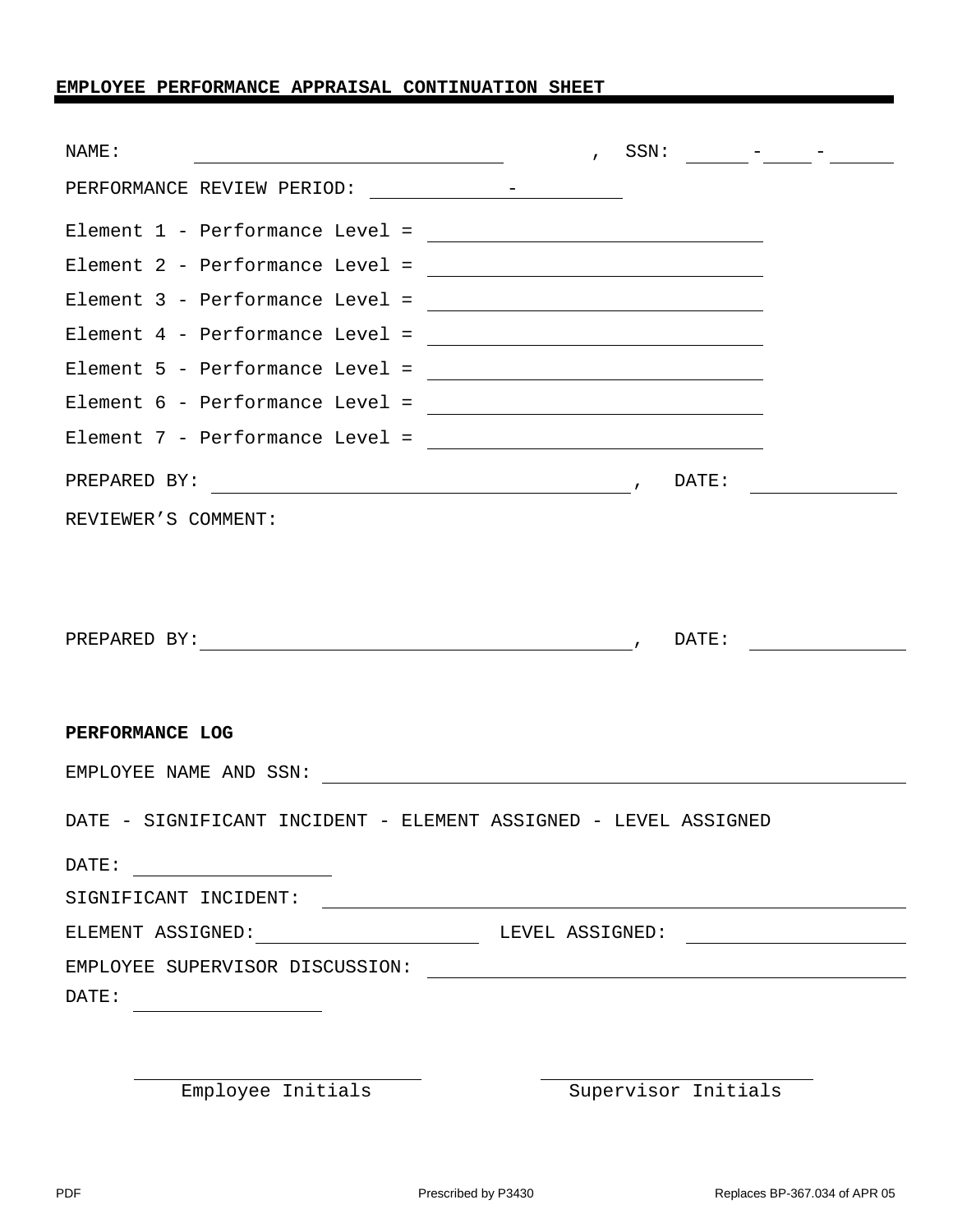## EMPLOYEE PERFORMANCE APPRAISAL CONTINUATION SHEET

NAME: ______________________________ , SSN: ______ - _____ - ______

PERFORMANCE REVIEW PERIOD: ____________ - __________

Element 1 - Performance Level = ______________________________

Element 2 - Performance Level = ______________________________

Element 3 - Performance Level = ______________________________

Element 4 - Performance Level = ______________________________

Element 5 - Performance Level = ______________________________

Element 6 - Performance Level = ______________________________

Element 7 - Performance Level = ______________________________

PREPARED BY: ____________________________________ , DATE: ____________

REVIEWER'S COMMENT:

PREPARED BY: ____________________________________ , DATE: ____________

**PERFORMANCE LOG**

EMPLOYEE NAME AND SSN: ______________________________________________

DATE - SIGNIFICANT INCIDENT - ELEMENT ASSIGNED - LEVEL ASSIGNED

DATE: ________________

SIGNIFICANT INCIDENT: ______________________________________________

ELEMENT ASSIGNED: ____________________ LEVEL ASSIGNED: ____________________

EMPLOYEE SUPERVISOR DISCUSSION: ____________________________________

DATE: ________________

_________________________ Employee Initials

_________________________ Supervisor Initials

PDF Prescribed by P3430 Replaces BP-367.034 of APR 05